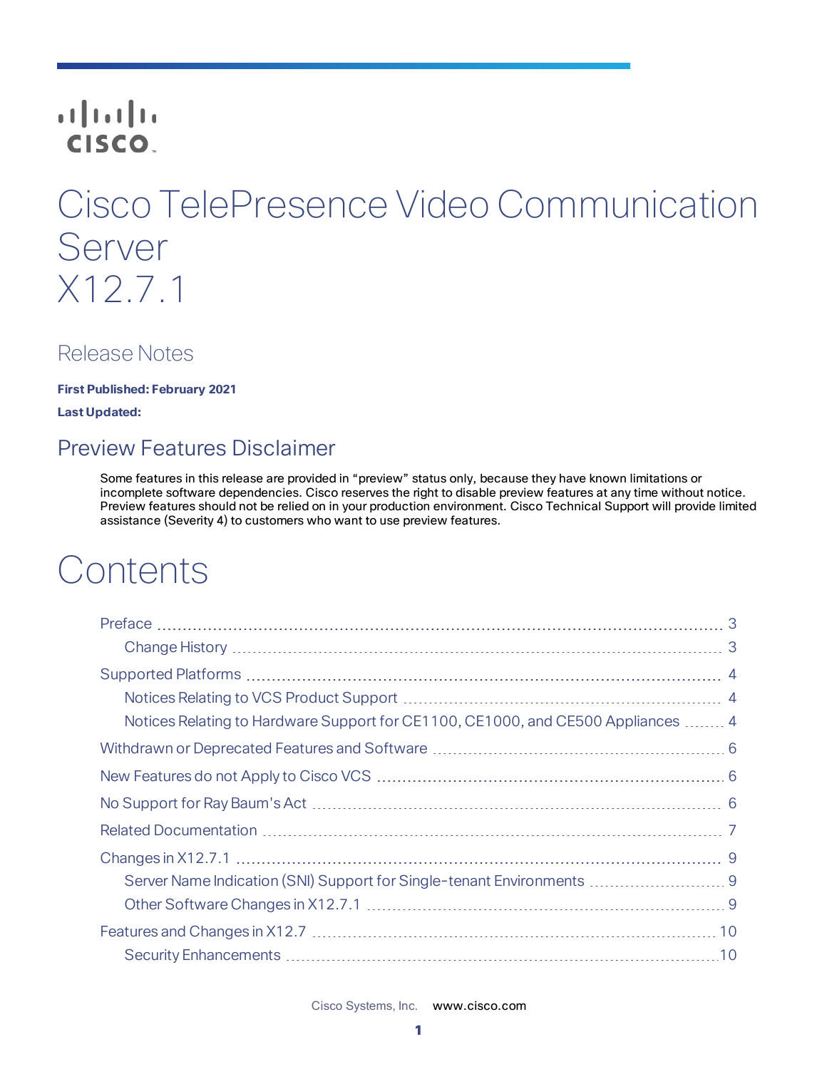# Cisco TelePresence Video Communication Server X12.7.1

## Release Notes

**First Published: February 2021**

**Last Updated:**

## Preview Features Disclaimer

Some features in this release are provided in “preview” status only, because they have known limitations or incomplete software dependencies. Cisco reserves the right to disable preview features at any time without notice. Preview features should not be relied on in your production environment. Cisco Technical Support will provide limited assistance (Severity 4) to customers who want to use preview features.

# Contents

- Preface ... 3
  - Change History ... 3
- Supported Platforms ... 4
  - Notices Relating to VCS Product Support ... 4
  - Notices Relating to Hardware Support for CE1100, CE1000, and CE500 Appliances ... 4
- Withdrawn or Deprecated Features and Software ... 6
- New Features do not Apply to Cisco VCS ... 6
- No Support for Ray Baum's Act ... 6
- Related Documentation ... 7
- Changes in X12.7.1 ... 9
  - Server Name Indication (SNI) Support for Single-tenant Environments ... 9
  - Other Software Changes in X12.7.1 ... 9
- Features and Changes in X12.7 ... 10
  - Security Enhancements ... 10

Cisco Systems, Inc. www.cisco.com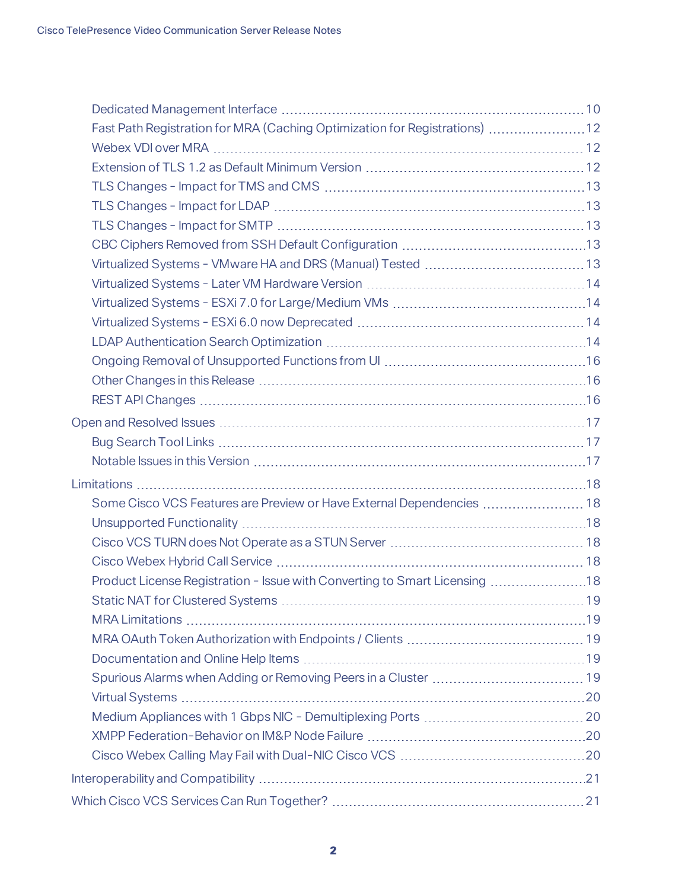- Dedicated Management Interface ... 10
- Fast Path Registration for MRA (Caching Optimization for Registrations) ... 12
- Webex VDI over MRA ... 12
- Extension of TLS 1.2 as Default Minimum Version ... 12
- TLS Changes - Impact for TMS and CMS ... 13
- TLS Changes - Impact for LDAP ... 13
- TLS Changes - Impact for SMTP ... 13
- CBC Ciphers Removed from SSH Default Configuration ... 13
- Virtualized Systems - VMware HA and DRS (Manual) Tested ... 13
- Virtualized Systems - Later VM Hardware Version ... 14
- Virtualized Systems - ESXi 7.0 for Large/Medium VMs ... 14
- Virtualized Systems - ESXi 6.0 now Deprecated ... 14
- LDAP Authentication Search Optimization ... 14
- Ongoing Removal of Unsupported Functions from UI ... 16
- Other Changes in this Release ... 16
- REST API Changes ... 16

Open and Resolved Issues ... 17

- Bug Search Tool Links ... 17
- Notable Issues in this Version ... 17

Limitations ... 18

- Some Cisco VCS Features are Preview or Have External Dependencies ... 18
- Unsupported Functionality ... 18
- Cisco VCS TURN does Not Operate as a STUN Server ... 18
- Cisco Webex Hybrid Call Service ... 18
- Product License Registration - Issue with Converting to Smart Licensing ... 18
- Static NAT for Clustered Systems ... 19
- MRA Limitations ... 19
- MRA OAuth Token Authorization with Endpoints / Clients ... 19
- Documentation and Online Help Items ... 19
- Spurious Alarms when Adding or Removing Peers in a Cluster ... 19
- Virtual Systems ... 20
- Medium Appliances with 1 Gbps NIC - Demultiplexing Ports ... 20
- XMPP Federation-Behavior on IM&P Node Failure ... 20
- Cisco Webex Calling May Fail with Dual-NIC Cisco VCS ... 20

Interoperability and Compatibility ... 21

Which Cisco VCS Services Can Run Together? ... 21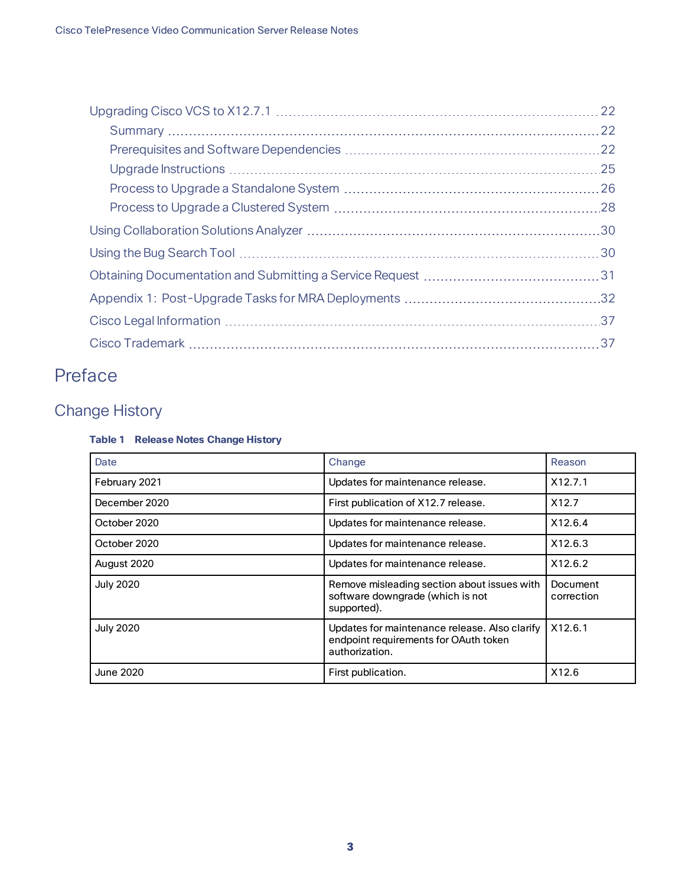Upgrading Cisco VCS to X12.7.1 ..... 22
- Summary ..... 22
- Prerequisites and Software Dependencies ..... 22
- Upgrade Instructions ..... 25
- Process to Upgrade a Standalone System ..... 26
- Process to Upgrade a Clustered System ..... 28

Using Collaboration Solutions Analyzer ..... 30

Using the Bug Search Tool ..... 30

Obtaining Documentation and Submitting a Service Request ..... 31

Appendix 1: Post-Upgrade Tasks for MRA Deployments ..... 32

Cisco Legal Information ..... 37

Cisco Trademark ..... 37

# Preface

## Change History

**Table 1 Release Notes Change History**

| Date | Change | Reason |
|---|---|---|
| February 2021 | Updates for maintenance release. | X12.7.1 |
| December 2020 | First publication of X12.7 release. | X12.7 |
| October 2020 | Updates for maintenance release. | X12.6.4 |
| October 2020 | Updates for maintenance release. | X12.6.3 |
| August 2020 | Updates for maintenance release. | X12.6.2 |
| July 2020 | Remove misleading section about issues with software downgrade (which is not supported). | Document correction |
| July 2020 | Updates for maintenance release. Also clarify endpoint requirements for OAuth token authorization. | X12.6.1 |
| June 2020 | First publication. | X12.6 |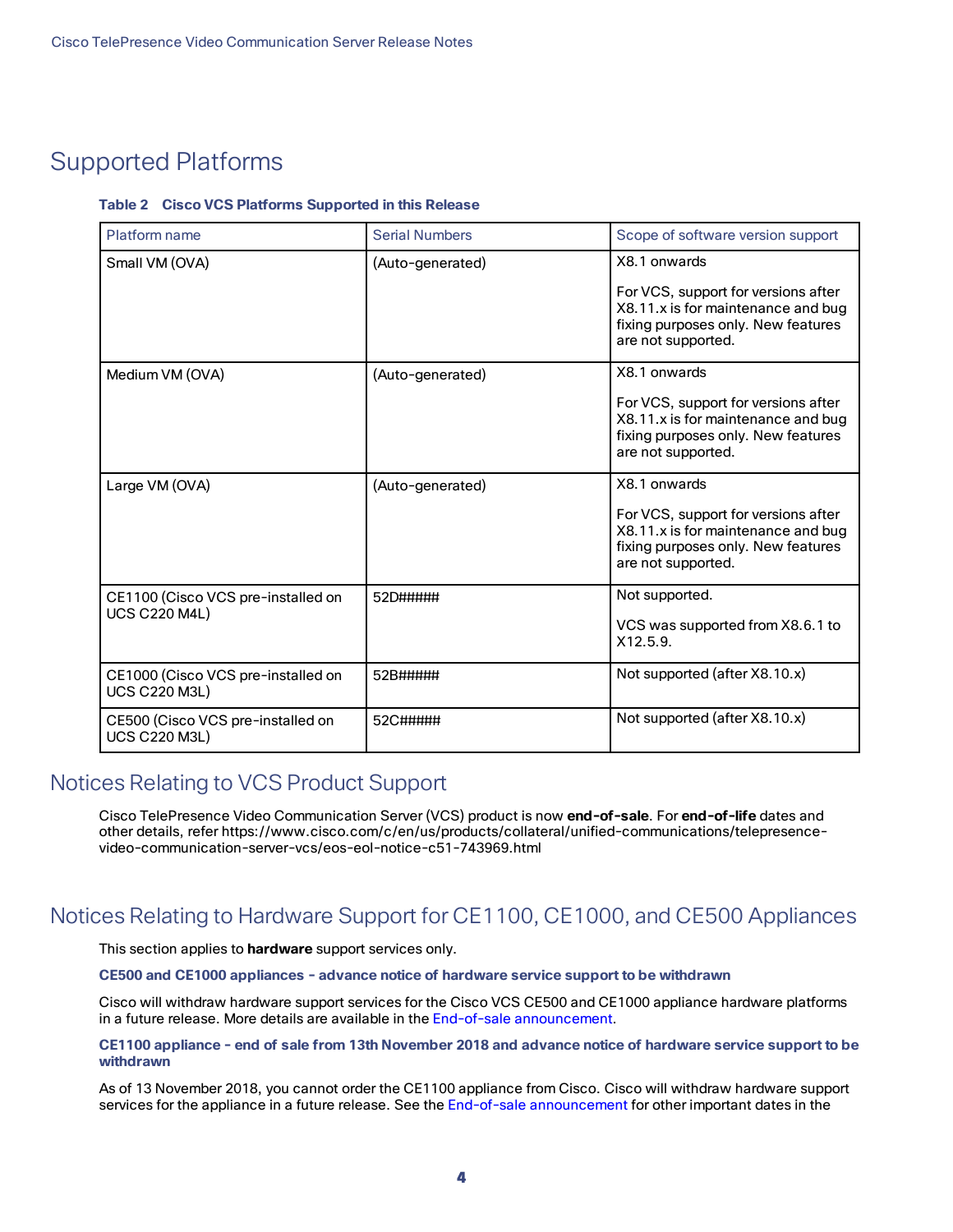# Supported Platforms

**Table 2 Cisco VCS Platforms Supported in this Release**

| Platform name | Serial Numbers | Scope of software version support |
|---|---|---|
| Small VM (OVA) | (Auto-generated) | X8.1 onwards<br><br>For VCS, support for versions after X8.11.x is for maintenance and bug fixing purposes only. New features are not supported. |
| Medium VM (OVA) | (Auto-generated) | X8.1 onwards<br><br>For VCS, support for versions after X8.11.x is for maintenance and bug fixing purposes only. New features are not supported. |
| Large VM (OVA) | (Auto-generated) | X8.1 onwards<br><br>For VCS, support for versions after X8.11.x is for maintenance and bug fixing purposes only. New features are not supported. |
| CE1100 (Cisco VCS pre-installed on UCS C220 M4L) | 52D##### | Not supported.<br><br>VCS was supported from X8.6.1 to X12.5.9. |
| CE1000 (Cisco VCS pre-installed on UCS C220 M3L) | 52B##### | Not supported (after X8.10.x) |
| CE500 (Cisco VCS pre-installed on UCS C220 M3L) | 52C##### | Not supported (after X8.10.x) |

# Notices Relating to VCS Product Support

Cisco TelePresence Video Communication Server (VCS) product is now **end-of-sale**. For **end-of-life** dates and other details, refer https://www.cisco.com/c/en/us/products/collateral/unified-communications/telepresence-video-communication-server-vcs/eos-eol-notice-c51-743969.html

# Notices Relating to Hardware Support for CE1100, CE1000, and CE500 Appliances

This section applies to **hardware** support services only.

**CE500 and CE1000 appliances - advance notice of hardware service support to be withdrawn**

Cisco will withdraw hardware support services for the Cisco VCS CE500 and CE1000 appliance hardware platforms in a future release. More details are available in the End-of-sale announcement.

**CE1100 appliance - end of sale from 13th November 2018 and advance notice of hardware service support to be withdrawn**

As of 13 November 2018, you cannot order the CE1100 appliance from Cisco. Cisco will withdraw hardware support services for the appliance in a future release. See the End-of-sale announcement for other important dates in the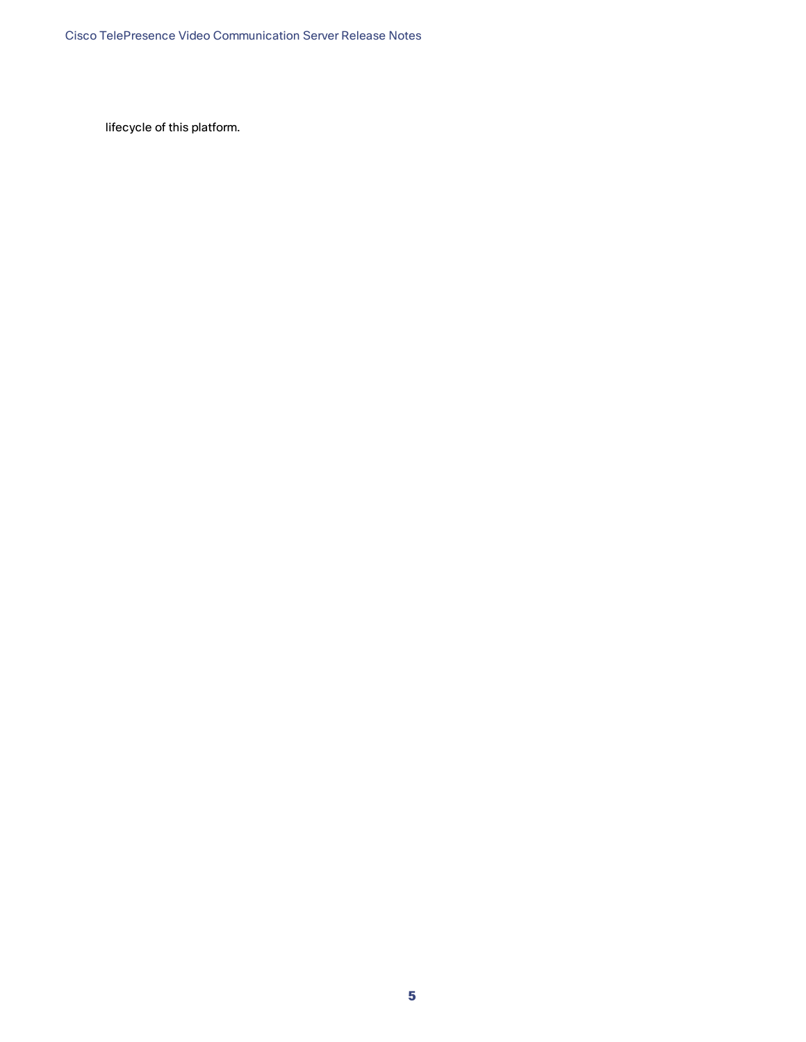lifecycle of this platform.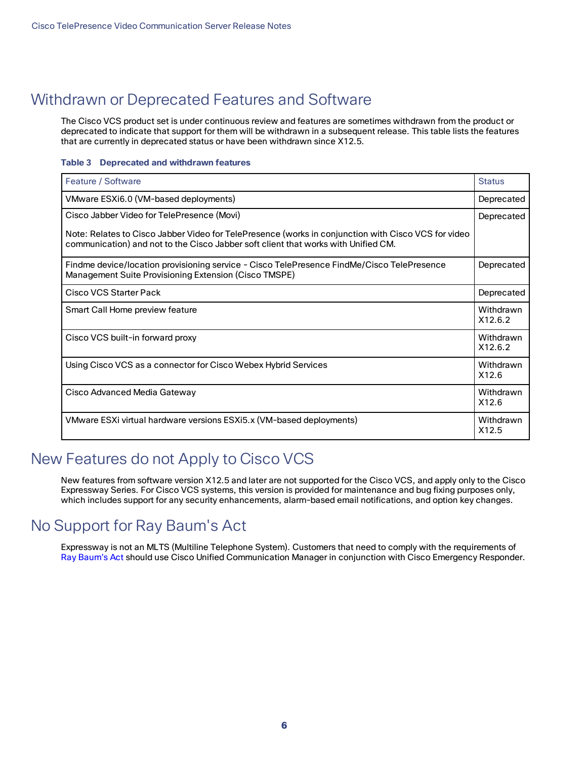# Withdrawn or Deprecated Features and Software

The Cisco VCS product set is under continuous review and features are sometimes withdrawn from the product or deprecated to indicate that support for them will be withdrawn in a subsequent release. This table lists the features that are currently in deprecated status or have been withdrawn since X12.5.

**Table 3 Deprecated and withdrawn features**

| Feature / Software | Status |
|---|---|
| VMware ESXi6.0 (VM-based deployments) | Deprecated |
| Cisco Jabber Video for TelePresence (Movi)<br><br>Note: Relates to Cisco Jabber Video for TelePresence (works in conjunction with Cisco VCS for video communication) and not to the Cisco Jabber soft client that works with Unified CM. | Deprecated |
| Findme device/location provisioning service - Cisco TelePresence FindMe/Cisco TelePresence Management Suite Provisioning Extension (Cisco TMSPE) | Deprecated |
| Cisco VCS Starter Pack | Deprecated |
| Smart Call Home preview feature | Withdrawn X12.6.2 |
| Cisco VCS built-in forward proxy | Withdrawn X12.6.2 |
| Using Cisco VCS as a connector for Cisco Webex Hybrid Services | Withdrawn X12.6 |
| Cisco Advanced Media Gateway | Withdrawn X12.6 |
| VMware ESXi virtual hardware versions ESXi5.x (VM-based deployments) | Withdrawn X12.5 |

# New Features do not Apply to Cisco VCS

New features from software version X12.5 and later are not supported for the Cisco VCS, and apply only to the Cisco Expressway Series. For Cisco VCS systems, this version is provided for maintenance and bug fixing purposes only, which includes support for any security enhancements, alarm-based email notifications, and option key changes.

# No Support for Ray Baum's Act

Expressway is not an MLTS (Multiline Telephone System). Customers that need to comply with the requirements of Ray Baum's Act should use Cisco Unified Communication Manager in conjunction with Cisco Emergency Responder.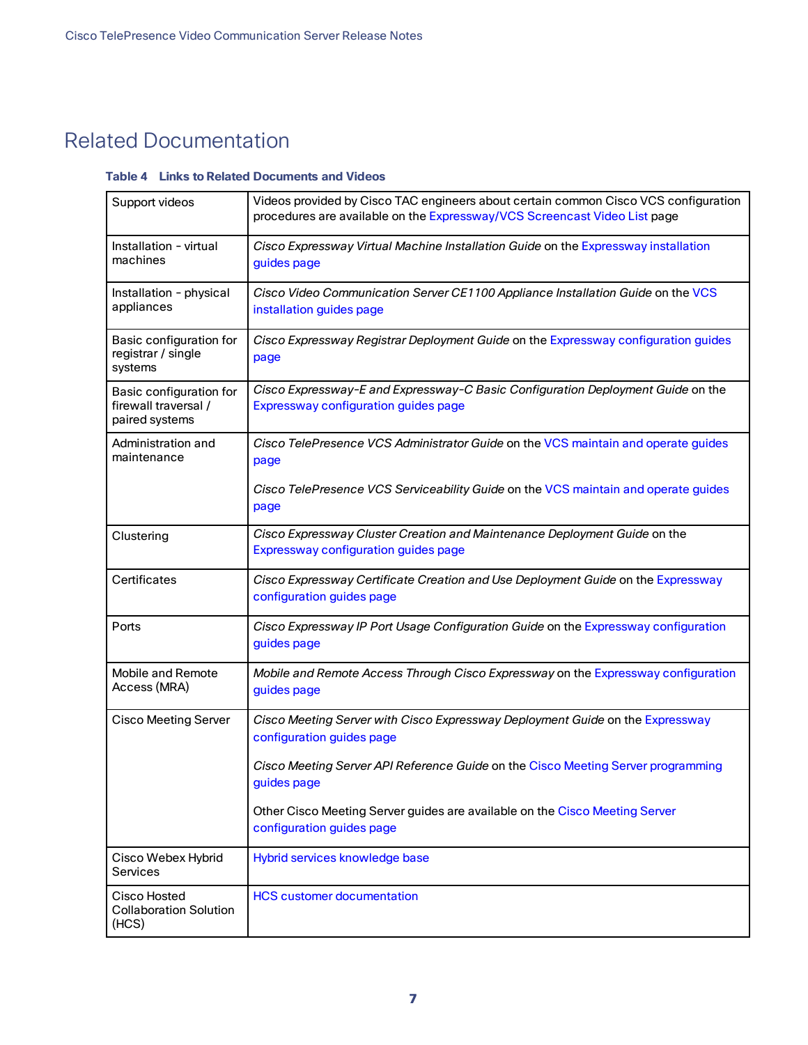# Related Documentation

**Table 4 Links to Related Documents and Videos**

| | |
|---|---|
| Support videos | Videos provided by Cisco TAC engineers about certain common Cisco VCS configuration procedures are available on the Expressway/VCS Screencast Video List page |
| Installation - virtual machines | *Cisco Expressway Virtual Machine Installation Guide* on the Expressway installation guides page |
| Installation - physical appliances | *Cisco Video Communication Server CE1100 Appliance Installation Guide* on the VCS installation guides page |
| Basic configuration for registrar / single systems | *Cisco Expressway Registrar Deployment Guide* on the Expressway configuration guides page |
| Basic configuration for firewall traversal / paired systems | *Cisco Expressway-E and Expressway-C Basic Configuration Deployment Guide* on the Expressway configuration guides page |
| Administration and maintenance | *Cisco TelePresence VCS Administrator Guide* on the VCS maintain and operate guides page<br><br>*Cisco TelePresence VCS Serviceability Guide* on the VCS maintain and operate guides page |
| Clustering | *Cisco Expressway Cluster Creation and Maintenance Deployment Guide* on the Expressway configuration guides page |
| Certificates | *Cisco Expressway Certificate Creation and Use Deployment Guide* on the Expressway configuration guides page |
| Ports | *Cisco Expressway IP Port Usage Configuration Guide* on the Expressway configuration guides page |
| Mobile and Remote Access (MRA) | *Mobile and Remote Access Through Cisco Expressway* on the Expressway configuration guides page |
| Cisco Meeting Server | *Cisco Meeting Server with Cisco Expressway Deployment Guide* on the Expressway configuration guides page<br><br>*Cisco Meeting Server API Reference Guide* on the Cisco Meeting Server programming guides page<br><br>Other Cisco Meeting Server guides are available on the Cisco Meeting Server configuration guides page |
| Cisco Webex Hybrid Services | Hybrid services knowledge base |
| Cisco Hosted Collaboration Solution (HCS) | HCS customer documentation |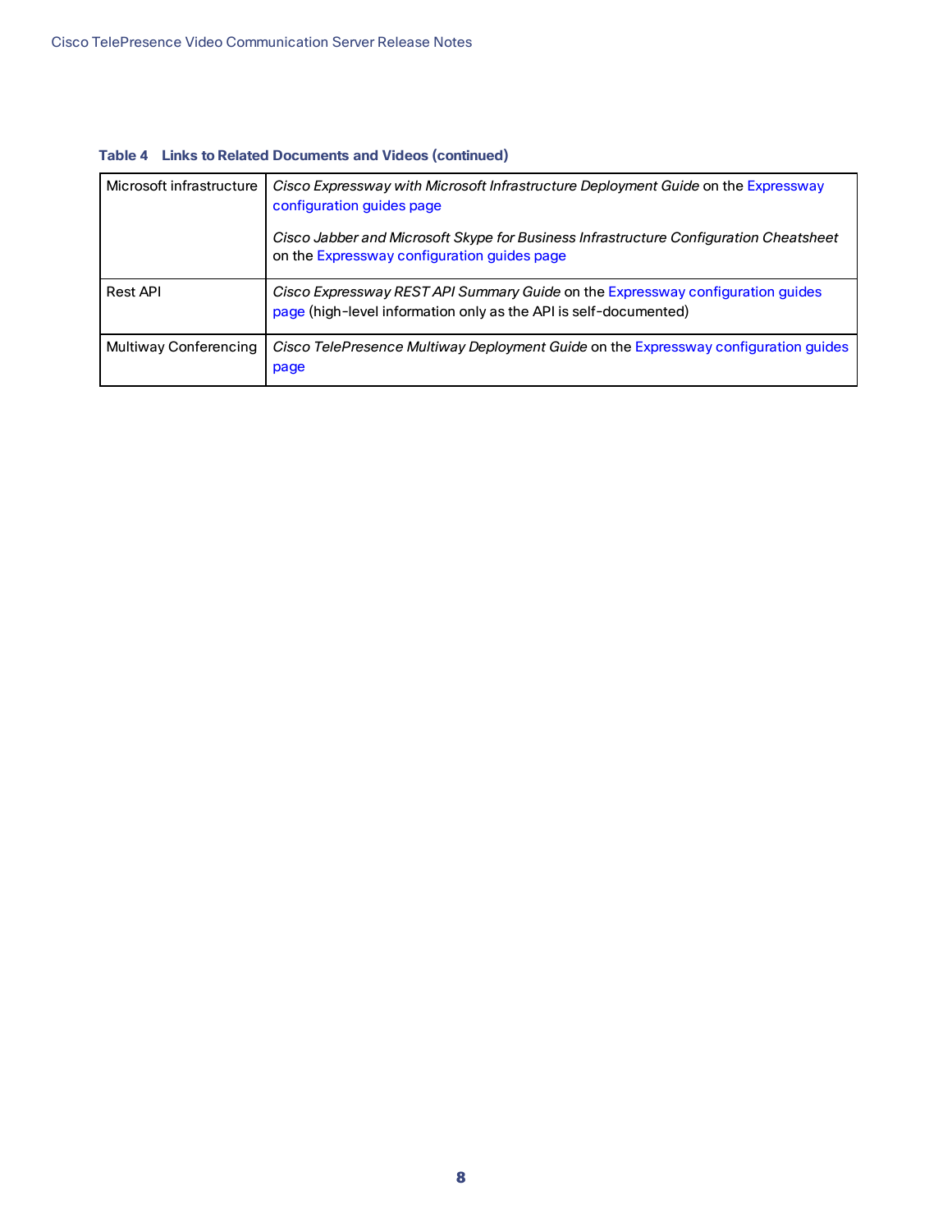**Table 4 Links to Related Documents and Videos (continued)**

| | |
|---|---|
| Microsoft infrastructure | *Cisco Expressway with Microsoft Infrastructure Deployment Guide* on the Expressway configuration guides page<br><br>*Cisco Jabber and Microsoft Skype for Business Infrastructure Configuration Cheatsheet* on the Expressway configuration guides page |
| Rest API | *Cisco Expressway REST API Summary Guide* on the Expressway configuration guides page (high-level information only as the API is self-documented) |
| Multiway Conferencing | *Cisco TelePresence Multiway Deployment Guide* on the Expressway configuration guides page |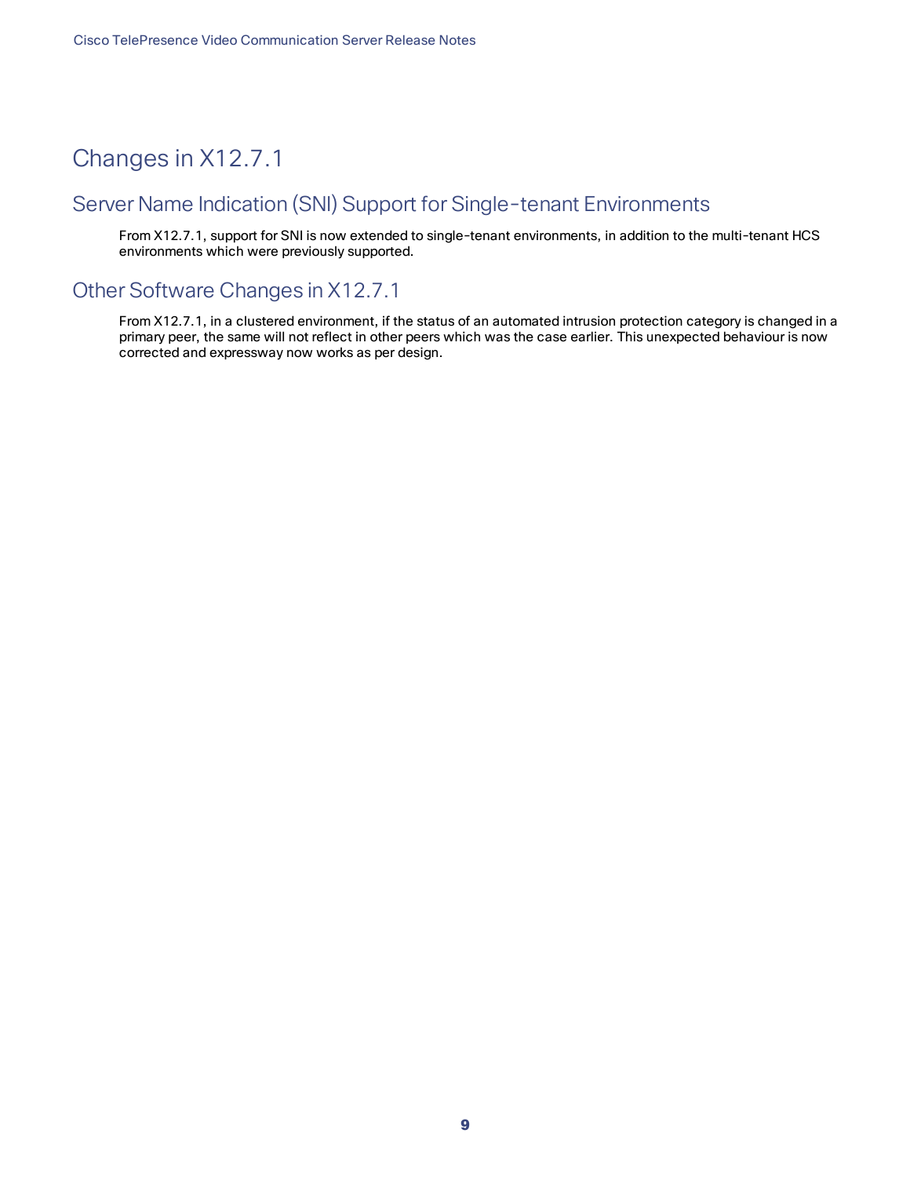# Changes in X12.7.1

## Server Name Indication (SNI) Support for Single-tenant Environments

From X12.7.1, support for SNI is now extended to single-tenant environments, in addition to the multi-tenant HCS environments which were previously supported.

## Other Software Changes in X12.7.1

From X12.7.1, in a clustered environment, if the status of an automated intrusion protection category is changed in a primary peer, the same will not reflect in other peers which was the case earlier. This unexpected behaviour is now corrected and expressway now works as per design.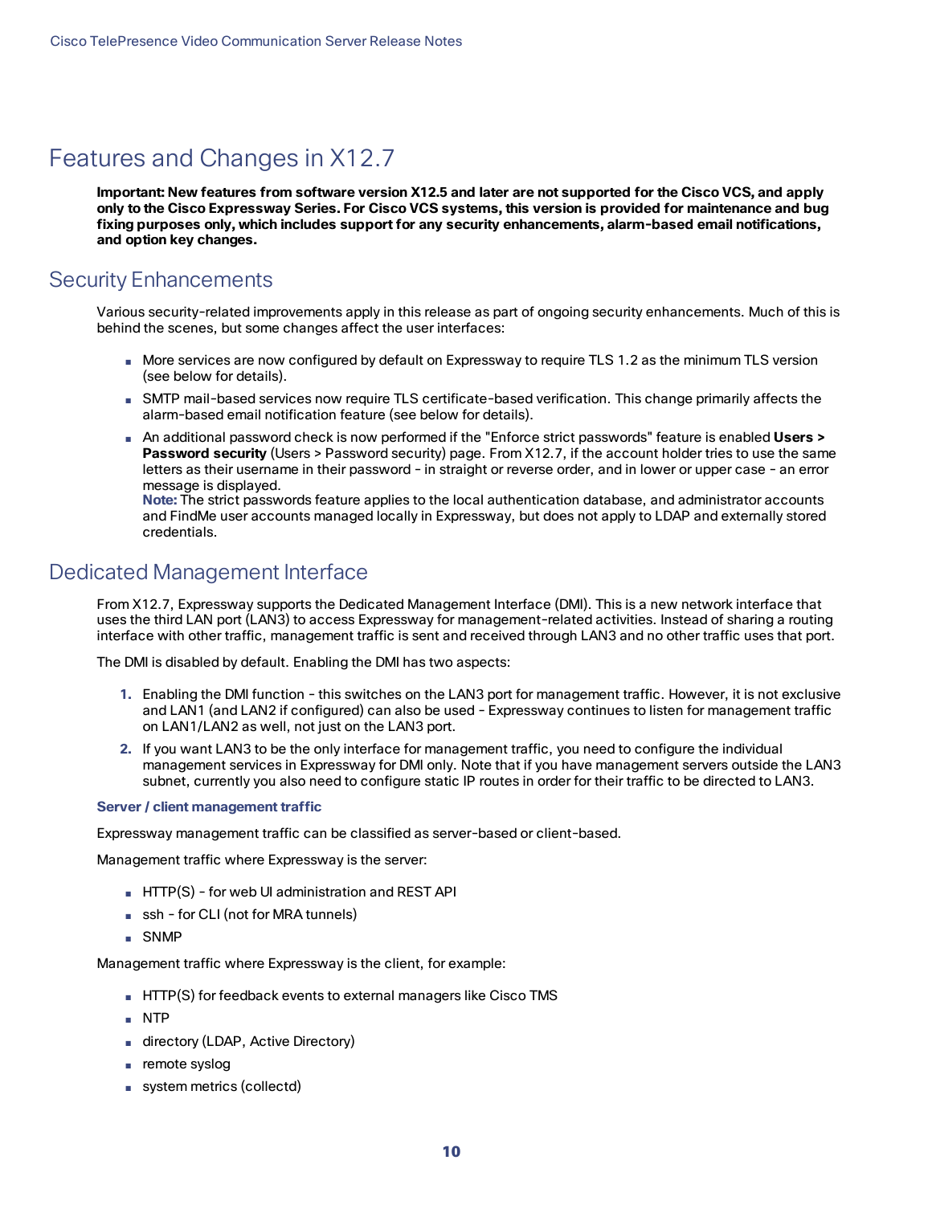# Features and Changes in X12.7

**Important: New features from software version X12.5 and later are not supported for the Cisco VCS, and apply only to the Cisco Expressway Series. For Cisco VCS systems, this version is provided for maintenance and bug fixing purposes only, which includes support for any security enhancements, alarm-based email notifications, and option key changes.**

## Security Enhancements

Various security-related improvements apply in this release as part of ongoing security enhancements. Much of this is behind the scenes, but some changes affect the user interfaces:

- More services are now configured by default on Expressway to require TLS 1.2 as the minimum TLS version (see below for details).
- SMTP mail-based services now require TLS certificate-based verification. This change primarily affects the alarm-based email notification feature (see below for details).
- An additional password check is now performed if the "Enforce strict passwords" feature is enabled **Users > Password security** (Users > Password security) page. From X12.7, if the account holder tries to use the same letters as their username in their password - in straight or reverse order, and in lower or upper case - an error message is displayed.
  **Note:** The strict passwords feature applies to the local authentication database, and administrator accounts and FindMe user accounts managed locally in Expressway, but does not apply to LDAP and externally stored credentials.

## Dedicated Management Interface

From X12.7, Expressway supports the Dedicated Management Interface (DMI). This is a new network interface that uses the third LAN port (LAN3) to access Expressway for management-related activities. Instead of sharing a routing interface with other traffic, management traffic is sent and received through LAN3 and no other traffic uses that port.

The DMI is disabled by default. Enabling the DMI has two aspects:

1. Enabling the DMI function - this switches on the LAN3 port for management traffic. However, it is not exclusive and LAN1 (and LAN2 if configured) can also be used - Expressway continues to listen for management traffic on LAN1/LAN2 as well, not just on the LAN3 port.
2. If you want LAN3 to be the only interface for management traffic, you need to configure the individual management services in Expressway for DMI only. Note that if you have management servers outside the LAN3 subnet, currently you also need to configure static IP routes in order for their traffic to be directed to LAN3.

### Server / client management traffic

Expressway management traffic can be classified as server-based or client-based.

Management traffic where Expressway is the server:

- HTTP(S) - for web UI administration and REST API
- ssh - for CLI (not for MRA tunnels)
- SNMP

Management traffic where Expressway is the client, for example:

- HTTP(S) for feedback events to external managers like Cisco TMS
- NTP
- directory (LDAP, Active Directory)
- remote syslog
- system metrics (collectd)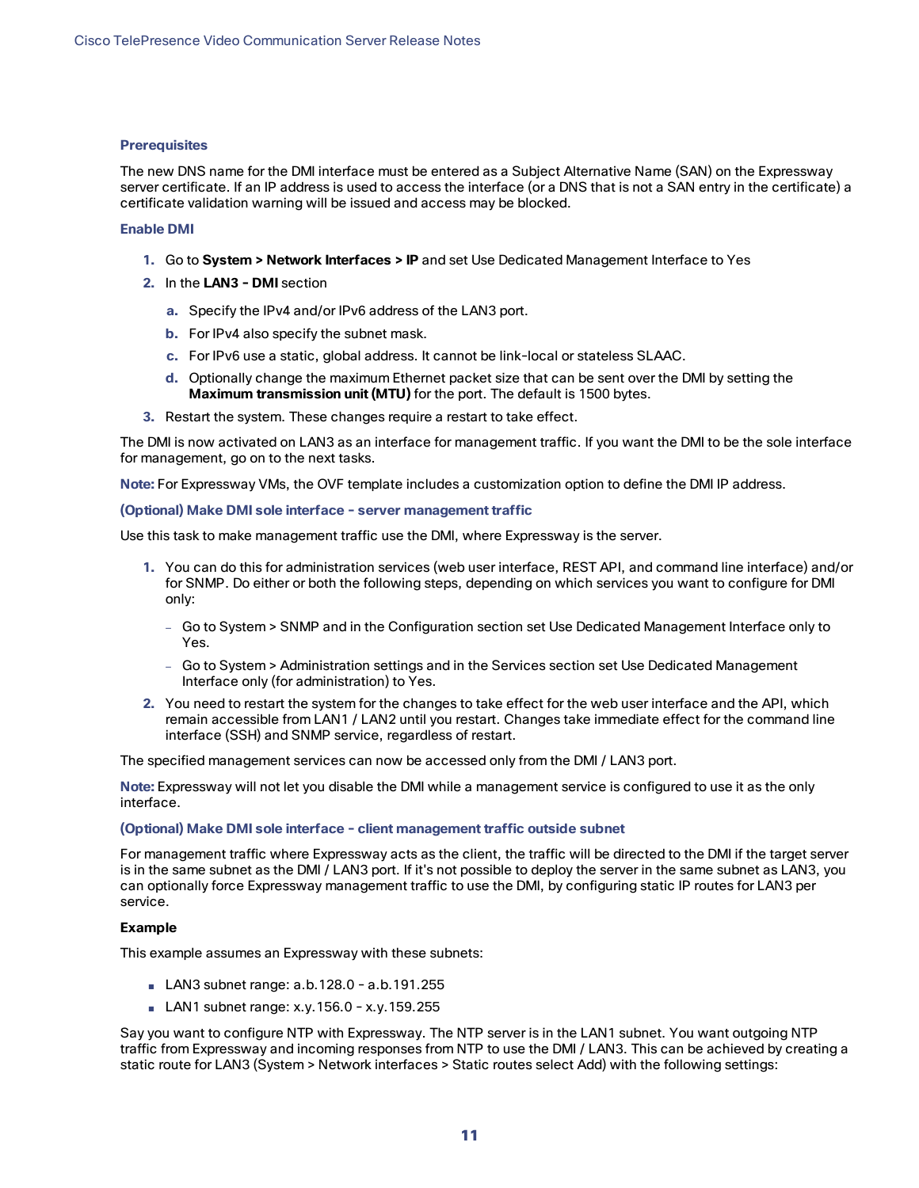#### Prerequisites

The new DNS name for the DMI interface must be entered as a Subject Alternative Name (SAN) on the Expressway server certificate. If an IP address is used to access the interface (or a DNS that is not a SAN entry in the certificate) a certificate validation warning will be issued and access may be blocked.

#### Enable DMI

1. Go to **System > Network Interfaces > IP** and set Use Dedicated Management Interface to Yes
2. In the **LAN3 - DMI** section
   a. Specify the IPv4 and/or IPv6 address of the LAN3 port.
   b. For IPv4 also specify the subnet mask.
   c. For IPv6 use a static, global address. It cannot be link-local or stateless SLAAC.
   d. Optionally change the maximum Ethernet packet size that can be sent over the DMI by setting the **Maximum transmission unit (MTU)** for the port. The default is 1500 bytes.
3. Restart the system. These changes require a restart to take effect.

The DMI is now activated on LAN3 as an interface for management traffic. If you want the DMI to be the sole interface for management, go on to the next tasks.

**Note:** For Expressway VMs, the OVF template includes a customization option to define the DMI IP address.

#### (Optional) Make DMI sole interface - server management traffic

Use this task to make management traffic use the DMI, where Expressway is the server.

1. You can do this for administration services (web user interface, REST API, and command line interface) and/or for SNMP. Do either or both the following steps, depending on which services you want to configure for DMI only:
   - Go to System > SNMP and in the Configuration section set Use Dedicated Management Interface only to Yes.
   - Go to System > Administration settings and in the Services section set Use Dedicated Management Interface only (for administration) to Yes.
2. You need to restart the system for the changes to take effect for the web user interface and the API, which remain accessible from LAN1 / LAN2 until you restart. Changes take immediate effect for the command line interface (SSH) and SNMP service, regardless of restart.

The specified management services can now be accessed only from the DMI / LAN3 port.

**Note:** Expressway will not let you disable the DMI while a management service is configured to use it as the only interface.

#### (Optional) Make DMI sole interface - client management traffic outside subnet

For management traffic where Expressway acts as the client, the traffic will be directed to the DMI if the target server is in the same subnet as the DMI / LAN3 port. If it's not possible to deploy the server in the same subnet as LAN3, you can optionally force Expressway management traffic to use the DMI, by configuring static IP routes for LAN3 per service.

**Example**

This example assumes an Expressway with these subnets:

- LAN3 subnet range: a.b.128.0 - a.b.191.255
- LAN1 subnet range: x.y.156.0 - x.y.159.255

Say you want to configure NTP with Expressway. The NTP server is in the LAN1 subnet. You want outgoing NTP traffic from Expressway and incoming responses from NTP to use the DMI / LAN3. This can be achieved by creating a static route for LAN3 (System > Network interfaces > Static routes select Add) with the following settings: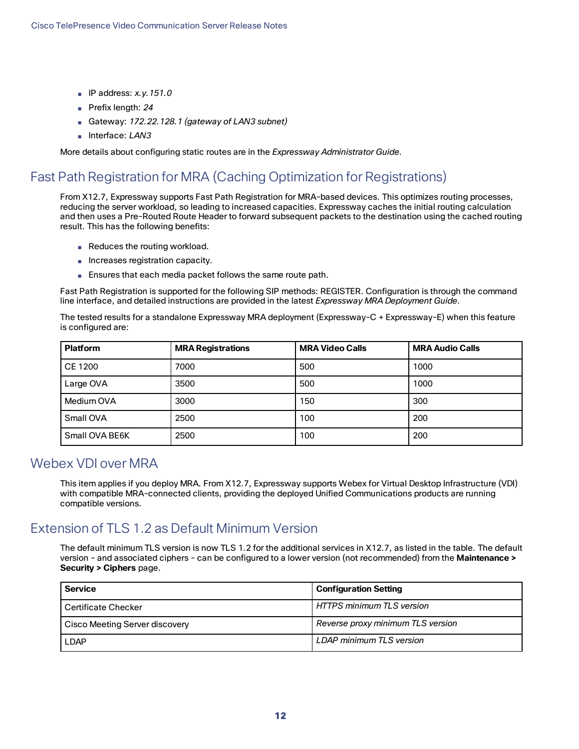- IP address: *x.y.151.0*
- Prefix length: *24*
- Gateway: *172.22.128.1 (gateway of LAN3 subnet)*
- Interface: *LAN3*

More details about configuring static routes are in the *Expressway Administrator Guide*.

## Fast Path Registration for MRA (Caching Optimization for Registrations)

From X12.7, Expressway supports Fast Path Registration for MRA-based devices. This optimizes routing processes, reducing the server workload, so leading to increased capacities. Expressway caches the initial routing calculation and then uses a Pre-Routed Route Header to forward subsequent packets to the destination using the cached routing result. This has the following benefits:

- Reduces the routing workload.
- Increases registration capacity.
- Ensures that each media packet follows the same route path.

Fast Path Registration is supported for the following SIP methods: REGISTER. Configuration is through the command line interface, and detailed instructions are provided in the latest *Expressway MRA Deployment Guide*.

The tested results for a standalone Expressway MRA deployment (Expressway-C + Expressway-E) when this feature is configured are:

| Platform | MRA Registrations | MRA Video Calls | MRA Audio Calls |
|---|---|---|---|
| CE 1200 | 7000 | 500 | 1000 |
| Large OVA | 3500 | 500 | 1000 |
| Medium OVA | 3000 | 150 | 300 |
| Small OVA | 2500 | 100 | 200 |
| Small OVA BE6K | 2500 | 100 | 200 |

## Webex VDI over MRA

This item applies if you deploy MRA. From X12.7, Expressway supports Webex for Virtual Desktop Infrastructure (VDI) with compatible MRA-connected clients, providing the deployed Unified Communications products are running compatible versions.

## Extension of TLS 1.2 as Default Minimum Version

The default minimum TLS version is now TLS 1.2 for the additional services in X12.7, as listed in the table. The default version - and associated ciphers - can be configured to a lower version (not recommended) from the **Maintenance > Security > Ciphers** page.

| Service | Configuration Setting |
|---|---|
| Certificate Checker | *HTTPS minimum TLS version* |
| Cisco Meeting Server discovery | *Reverse proxy minimum TLS version* |
| LDAP | *LDAP minimum TLS version* |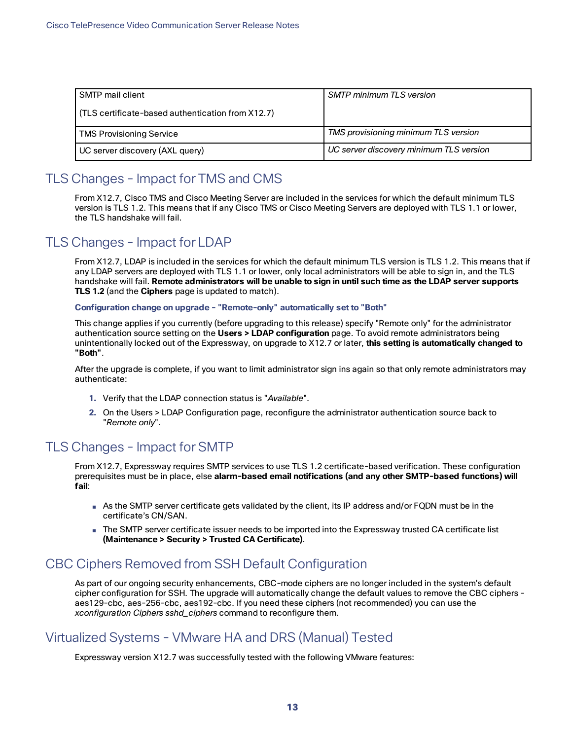| SMTP mail client<br><br>(TLS certificate-based authentication from X12.7) | *SMTP minimum TLS version* |
|---|---|
| TMS Provisioning Service | *TMS provisioning minimum TLS version* |
| UC server discovery (AXL query) | *UC server discovery minimum TLS version* |

## TLS Changes - Impact for TMS and CMS

From X12.7, Cisco TMS and Cisco Meeting Server are included in the services for which the default minimum TLS version is TLS 1.2. This means that if any Cisco TMS or Cisco Meeting Servers are deployed with TLS 1.1 or lower, the TLS handshake will fail.

## TLS Changes - Impact for LDAP

From X12.7, LDAP is included in the services for which the default minimum TLS version is TLS 1.2. This means that if any LDAP servers are deployed with TLS 1.1 or lower, only local administrators will be able to sign in, and the TLS handshake will fail. **Remote administrators will be unable to sign in until such time as the LDAP server supports TLS 1.2** (and the **Ciphers** page is updated to match).

### Configuration change on upgrade - "Remote-only" automatically set to "Both"

This change applies if you currently (before upgrading to this release) specify "Remote only" for the administrator authentication source setting on the **Users > LDAP configuration** page. To avoid remote administrators being unintentionally locked out of the Expressway, on upgrade to X12.7 or later, **this setting is automatically changed to "Both"**.

After the upgrade is complete, if you want to limit administrator sign ins again so that only remote administrators may authenticate:

1. Verify that the LDAP connection status is "*Available*".
2. On the Users > LDAP Configuration page, reconfigure the administrator authentication source back to "*Remote only*".

## TLS Changes - Impact for SMTP

From X12.7, Expressway requires SMTP services to use TLS 1.2 certificate-based verification. These configuration prerequisites must be in place, else **alarm-based email notifications (and any other SMTP-based functions) will fail**:

- As the SMTP server certificate gets validated by the client, its IP address and/or FQDN must be in the certificate's CN/SAN.
- The SMTP server certificate issuer needs to be imported into the Expressway trusted CA certificate list **(Maintenance > Security > Trusted CA Certificate)**.

## CBC Ciphers Removed from SSH Default Configuration

As part of our ongoing security enhancements, CBC-mode ciphers are no longer included in the system's default cipher configuration for SSH. The upgrade will automatically change the default values to remove the CBC ciphers - aes129-cbc, aes-256-cbc, aes192-cbc. If you need these ciphers (not recommended) you can use the *xconfiguration Ciphers sshd_ciphers* command to reconfigure them.

## Virtualized Systems - VMware HA and DRS (Manual) Tested

Expressway version X12.7 was successfully tested with the following VMware features: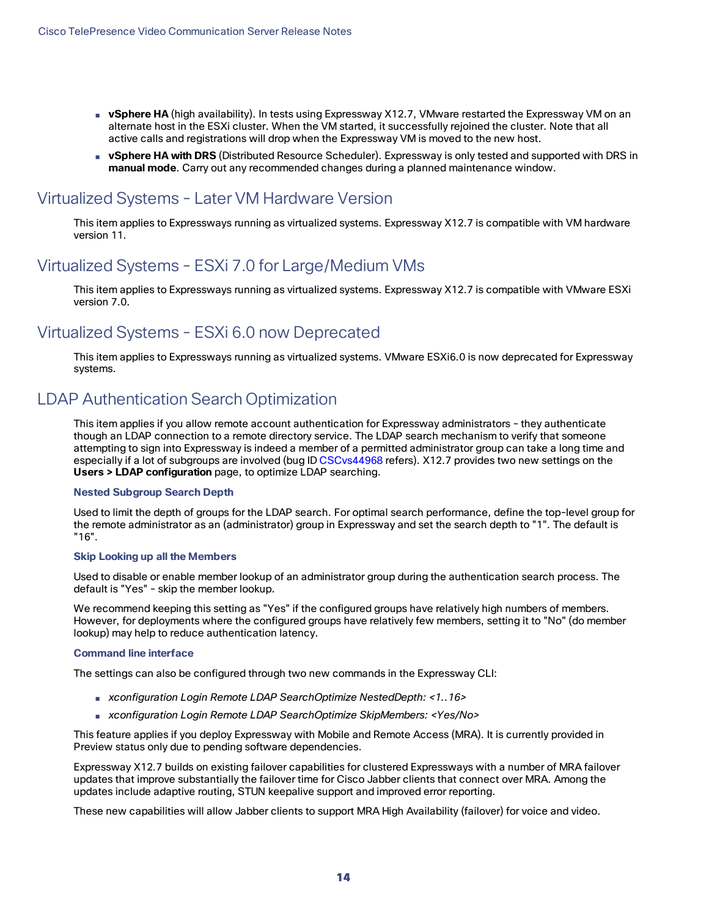- **vSphere HA** (high availability). In tests using Expressway X12.7, VMware restarted the Expressway VM on an alternate host in the ESXi cluster. When the VM started, it successfully rejoined the cluster. Note that all active calls and registrations will drop when the Expressway VM is moved to the new host.
- **vSphere HA with DRS** (Distributed Resource Scheduler). Expressway is only tested and supported with DRS in **manual mode**. Carry out any recommended changes during a planned maintenance window.

## Virtualized Systems - Later VM Hardware Version

This item applies to Expressways running as virtualized systems. Expressway X12.7 is compatible with VM hardware version 11.

## Virtualized Systems - ESXi 7.0 for Large/Medium VMs

This item applies to Expressways running as virtualized systems. Expressway X12.7 is compatible with VMware ESXi version 7.0.

## Virtualized Systems - ESXi 6.0 now Deprecated

This item applies to Expressways running as virtualized systems. VMware ESXi6.0 is now deprecated for Expressway systems.

## LDAP Authentication Search Optimization

This item applies if you allow remote account authentication for Expressway administrators - they authenticate though an LDAP connection to a remote directory service. The LDAP search mechanism to verify that someone attempting to sign into Expressway is indeed a member of a permitted administrator group can take a long time and especially if a lot of subgroups are involved (bug ID CSCvs44968 refers). X12.7 provides two new settings on the **Users > LDAP configuration** page, to optimize LDAP searching.

#### Nested Subgroup Search Depth

Used to limit the depth of groups for the LDAP search. For optimal search performance, define the top-level group for the remote administrator as an (administrator) group in Expressway and set the search depth to "1". The default is "16".

#### Skip Looking up all the Members

Used to disable or enable member lookup of an administrator group during the authentication search process. The default is "Yes" - skip the member lookup.

We recommend keeping this setting as "Yes" if the configured groups have relatively high numbers of members. However, for deployments where the configured groups have relatively few members, setting it to "No" (do member lookup) may help to reduce authentication latency.

#### Command line interface

The settings can also be configured through two new commands in the Expressway CLI:

- *xconfiguration Login Remote LDAP SearchOptimize NestedDepth: <1..16>*
- *xconfiguration Login Remote LDAP SearchOptimize SkipMembers: <Yes/No>*

This feature applies if you deploy Expressway with Mobile and Remote Access (MRA). It is currently provided in Preview status only due to pending software dependencies.

Expressway X12.7 builds on existing failover capabilities for clustered Expressways with a number of MRA failover updates that improve substantially the failover time for Cisco Jabber clients that connect over MRA. Among the updates include adaptive routing, STUN keepalive support and improved error reporting.

These new capabilities will allow Jabber clients to support MRA High Availability (failover) for voice and video.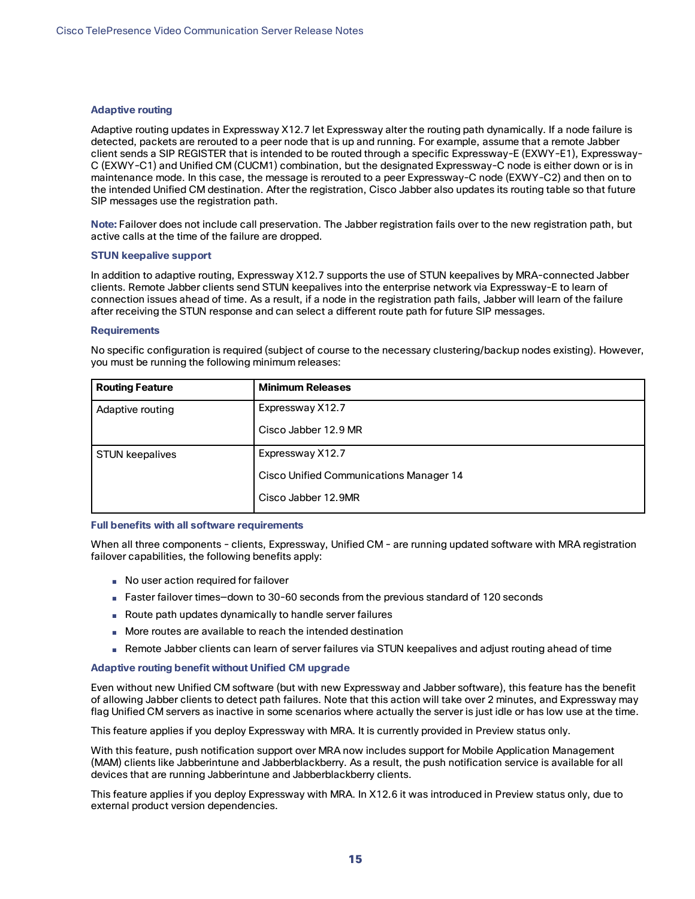#### Adaptive routing

Adaptive routing updates in Expressway X12.7 let Expressway alter the routing path dynamically. If a node failure is detected, packets are rerouted to a peer node that is up and running. For example, assume that a remote Jabber client sends a SIP REGISTER that is intended to be routed through a specific Expressway-E (EXWY-E1), Expressway-C (EXWY-C1) and Unified CM (CUCM1) combination, but the designated Expressway-C node is either down or is in maintenance mode. In this case, the message is rerouted to a peer Expressway-C node (EXWY-C2) and then on to the intended Unified CM destination. After the registration, Cisco Jabber also updates its routing table so that future SIP messages use the registration path.

**Note:** Failover does not include call preservation. The Jabber registration fails over to the new registration path, but active calls at the time of the failure are dropped.

#### STUN keepalive support

In addition to adaptive routing, Expressway X12.7 supports the use of STUN keepalives by MRA-connected Jabber clients. Remote Jabber clients send STUN keepalives into the enterprise network via Expressway-E to learn of connection issues ahead of time. As a result, if a node in the registration path fails, Jabber will learn of the failure after receiving the STUN response and can select a different route path for future SIP messages.

#### Requirements

No specific configuration is required (subject of course to the necessary clustering/backup nodes existing). However, you must be running the following minimum releases:

| Routing Feature | Minimum Releases |
|---|---|
| Adaptive routing | Expressway X12.7<br>Cisco Jabber 12.9 MR |
| STUN keepalives | Expressway X12.7<br>Cisco Unified Communications Manager 14<br>Cisco Jabber 12.9MR |

#### Full benefits with all software requirements

When all three components - clients, Expressway, Unified CM - are running updated software with MRA registration failover capabilities, the following benefits apply:

- No user action required for failover
- Faster failover times—down to 30-60 seconds from the previous standard of 120 seconds
- Route path updates dynamically to handle server failures
- More routes are available to reach the intended destination
- Remote Jabber clients can learn of server failures via STUN keepalives and adjust routing ahead of time

#### Adaptive routing benefit without Unified CM upgrade

Even without new Unified CM software (but with new Expressway and Jabber software), this feature has the benefit of allowing Jabber clients to detect path failures. Note that this action will take over 2 minutes, and Expressway may flag Unified CM servers as inactive in some scenarios where actually the server is just idle or has low use at the time.

This feature applies if you deploy Expressway with MRA. It is currently provided in Preview status only.

With this feature, push notification support over MRA now includes support for Mobile Application Management (MAM) clients like Jabberintune and Jabberblackberry. As a result, the push notification service is available for all devices that are running Jabberintune and Jabberblackberry clients.

This feature applies if you deploy Expressway with MRA. In X12.6 it was introduced in Preview status only, due to external product version dependencies.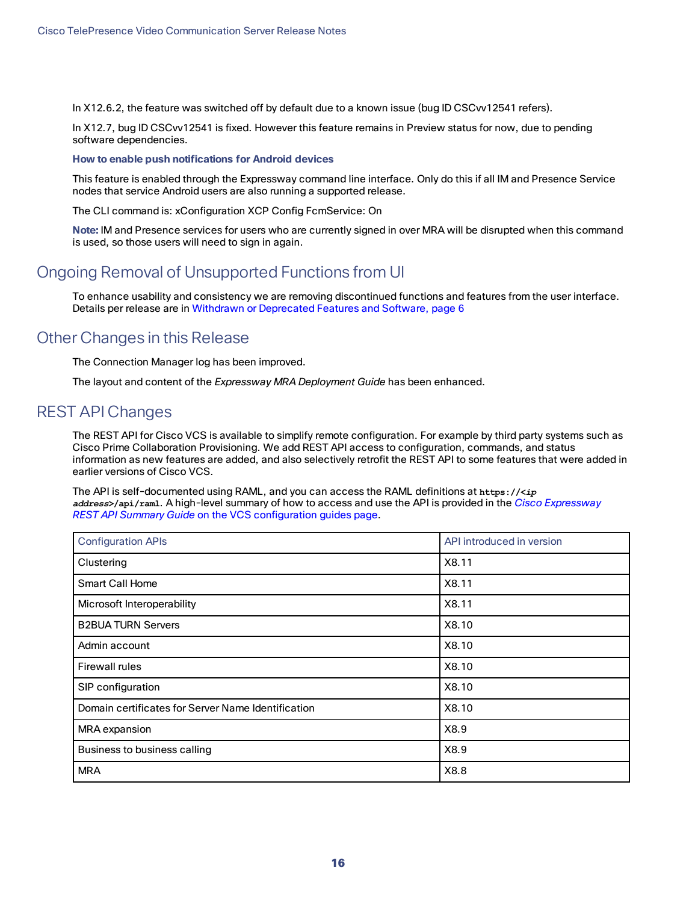In X12.6.2, the feature was switched off by default due to a known issue (bug ID CSCvv12541 refers).

In X12.7, bug ID CSCvv12541 is fixed. However this feature remains in Preview status for now, due to pending software dependencies.

#### How to enable push notifications for Android devices

This feature is enabled through the Expressway command line interface. Only do this if all IM and Presence Service nodes that service Android users are also running a supported release.

The CLI command is: xConfiguration XCP Config FcmService: On

**Note:** IM and Presence services for users who are currently signed in over MRA will be disrupted when this command is used, so those users will need to sign in again.

## Ongoing Removal of Unsupported Functions from UI

To enhance usability and consistency we are removing discontinued functions and features from the user interface. Details per release are in Withdrawn or Deprecated Features and Software, page 6

## Other Changes in this Release

The Connection Manager log has been improved.

The layout and content of the *Expressway MRA Deployment Guide* has been enhanced.

## REST API Changes

The REST API for Cisco VCS is available to simplify remote configuration. For example by third party systems such as Cisco Prime Collaboration Provisioning. We add REST API access to configuration, commands, and status information as new features are added, and also selectively retrofit the REST API to some features that were added in earlier versions of Cisco VCS.

The API is self-documented using RAML, and you can access the RAML definitions at `https://<ip address>/api/raml`. A high-level summary of how to access and use the API is provided in the *Cisco Expressway REST API Summary Guide* on the VCS configuration guides page.

| Configuration APIs | API introduced in version |
|---|---|
| Clustering | X8.11 |
| Smart Call Home | X8.11 |
| Microsoft Interoperability | X8.11 |
| B2BUA TURN Servers | X8.10 |
| Admin account | X8.10 |
| Firewall rules | X8.10 |
| SIP configuration | X8.10 |
| Domain certificates for Server Name Identification | X8.10 |
| MRA expansion | X8.9 |
| Business to business calling | X8.9 |
| MRA | X8.8 |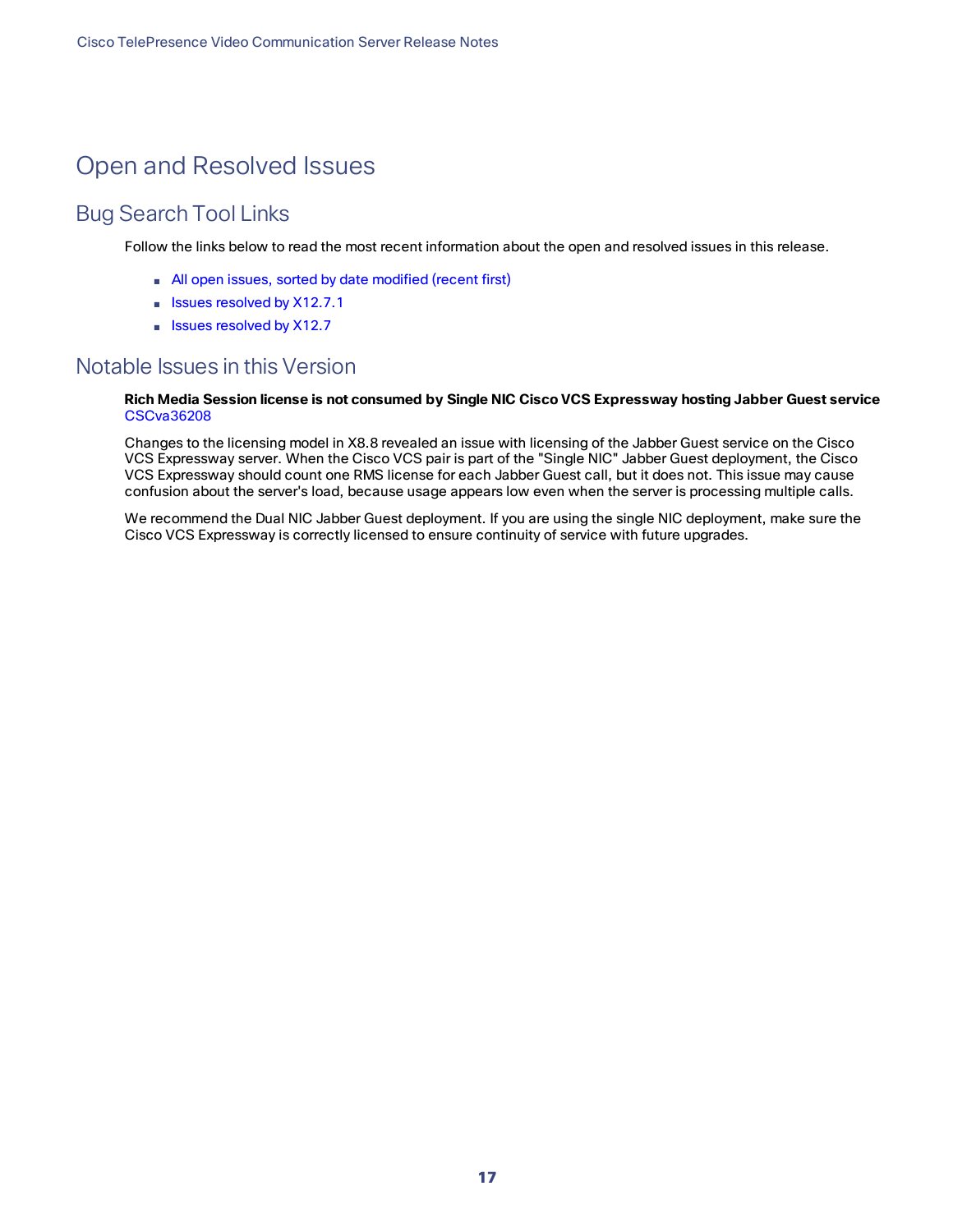# Open and Resolved Issues

## Bug Search Tool Links

Follow the links below to read the most recent information about the open and resolved issues in this release.

- All open issues, sorted by date modified (recent first)
- Issues resolved by X12.7.1
- Issues resolved by X12.7

## Notable Issues in this Version

**Rich Media Session license is not consumed by Single NIC Cisco VCS Expressway hosting Jabber Guest service**
CSCva36208

Changes to the licensing model in X8.8 revealed an issue with licensing of the Jabber Guest service on the Cisco VCS Expressway server. When the Cisco VCS pair is part of the "Single NIC" Jabber Guest deployment, the Cisco VCS Expressway should count one RMS license for each Jabber Guest call, but it does not. This issue may cause confusion about the server's load, because usage appears low even when the server is processing multiple calls.

We recommend the Dual NIC Jabber Guest deployment. If you are using the single NIC deployment, make sure the Cisco VCS Expressway is correctly licensed to ensure continuity of service with future upgrades.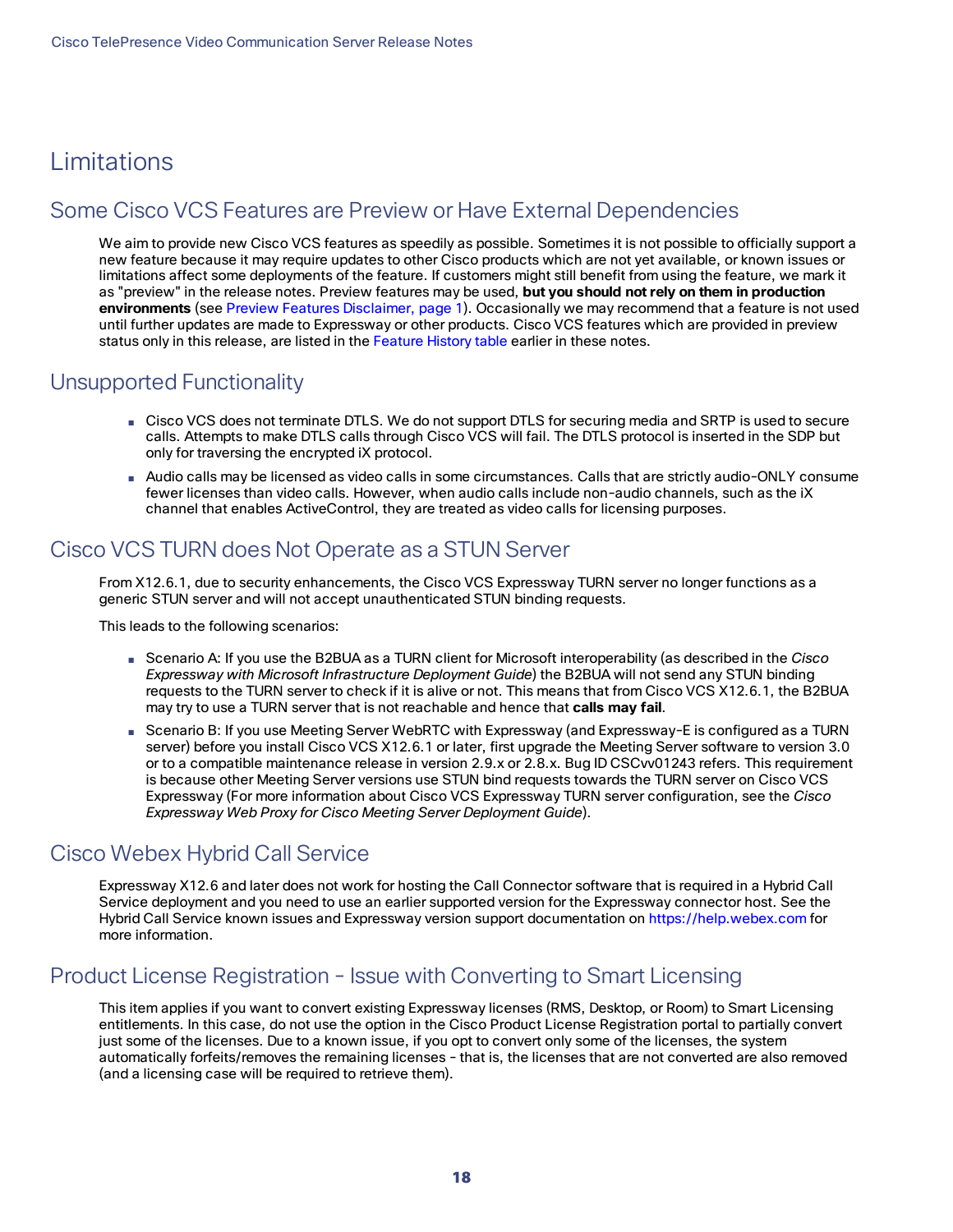# Limitations

## Some Cisco VCS Features are Preview or Have External Dependencies

We aim to provide new Cisco VCS features as speedily as possible. Sometimes it is not possible to officially support a new feature because it may require updates to other Cisco products which are not yet available, or known issues or limitations affect some deployments of the feature. If customers might still benefit from using the feature, we mark it as "preview" in the release notes. Preview features may be used, **but you should not rely on them in production environments** (see Preview Features Disclaimer, page 1). Occasionally we may recommend that a feature is not used until further updates are made to Expressway or other products. Cisco VCS features which are provided in preview status only in this release, are listed in the Feature History table earlier in these notes.

## Unsupported Functionality

- Cisco VCS does not terminate DTLS. We do not support DTLS for securing media and SRTP is used to secure calls. Attempts to make DTLS calls through Cisco VCS will fail. The DTLS protocol is inserted in the SDP but only for traversing the encrypted iX protocol.
- Audio calls may be licensed as video calls in some circumstances. Calls that are strictly audio-ONLY consume fewer licenses than video calls. However, when audio calls include non-audio channels, such as the iX channel that enables ActiveControl, they are treated as video calls for licensing purposes.

## Cisco VCS TURN does Not Operate as a STUN Server

From X12.6.1, due to security enhancements, the Cisco VCS Expressway TURN server no longer functions as a generic STUN server and will not accept unauthenticated STUN binding requests.

This leads to the following scenarios:

- Scenario A: If you use the B2BUA as a TURN client for Microsoft interoperability (as described in the *Cisco Expressway with Microsoft Infrastructure Deployment Guide*) the B2BUA will not send any STUN binding requests to the TURN server to check if it is alive or not. This means that from Cisco VCS X12.6.1, the B2BUA may try to use a TURN server that is not reachable and hence that **calls may fail**.
- Scenario B: If you use Meeting Server WebRTC with Expressway (and Expressway-E is configured as a TURN server) before you install Cisco VCS X12.6.1 or later, first upgrade the Meeting Server software to version 3.0 or to a compatible maintenance release in version 2.9.x or 2.8.x. Bug ID CSCvv01243 refers. This requirement is because other Meeting Server versions use STUN bind requests towards the TURN server on Cisco VCS Expressway (For more information about Cisco VCS Expressway TURN server configuration, see the *Cisco Expressway Web Proxy for Cisco Meeting Server Deployment Guide*).

## Cisco Webex Hybrid Call Service

Expressway X12.6 and later does not work for hosting the Call Connector software that is required in a Hybrid Call Service deployment and you need to use an earlier supported version for the Expressway connector host. See the Hybrid Call Service known issues and Expressway version support documentation on https://help.webex.com for more information.

## Product License Registration - Issue with Converting to Smart Licensing

This item applies if you want to convert existing Expressway licenses (RMS, Desktop, or Room) to Smart Licensing entitlements. In this case, do not use the option in the Cisco Product License Registration portal to partially convert just some of the licenses. Due to a known issue, if you opt to convert only some of the licenses, the system automatically forfeits/removes the remaining licenses - that is, the licenses that are not converted are also removed (and a licensing case will be required to retrieve them).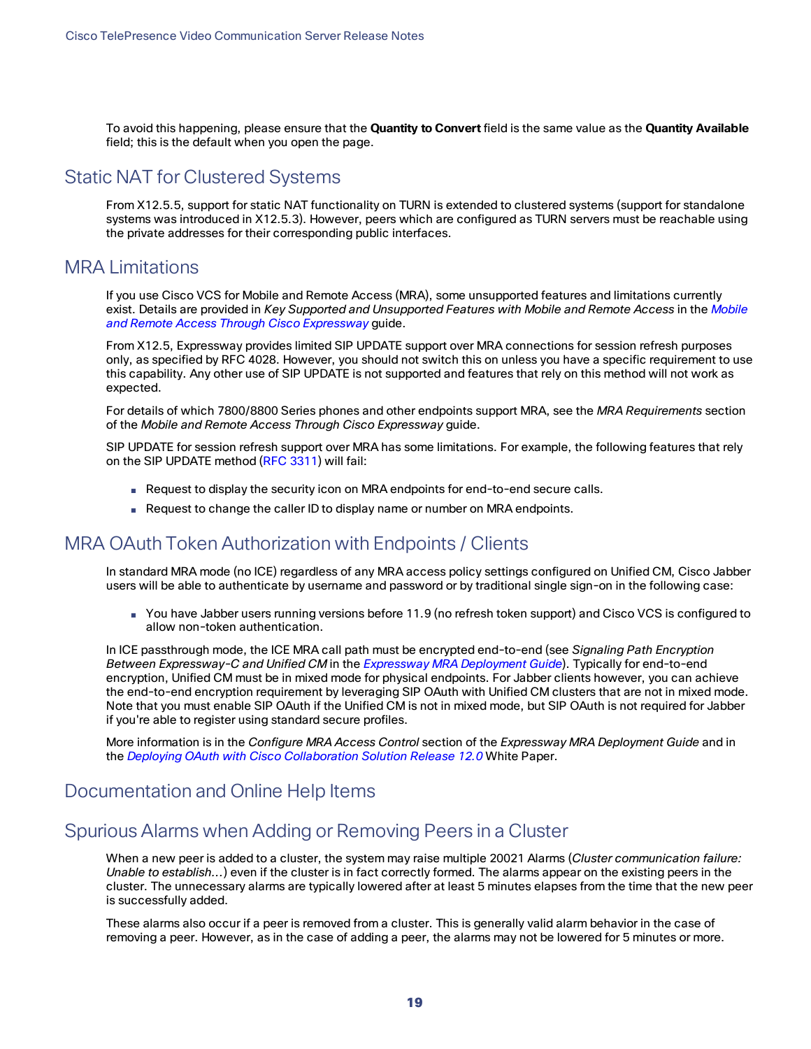To avoid this happening, please ensure that the **Quantity to Convert** field is the same value as the **Quantity Available** field; this is the default when you open the page.

## Static NAT for Clustered Systems

From X12.5.5, support for static NAT functionality on TURN is extended to clustered systems (support for standalone systems was introduced in X12.5.3). However, peers which are configured as TURN servers must be reachable using the private addresses for their corresponding public interfaces.

## MRA Limitations

If you use Cisco VCS for Mobile and Remote Access (MRA), some unsupported features and limitations currently exist. Details are provided in *Key Supported and Unsupported Features with Mobile and Remote Access* in the *Mobile and Remote Access Through Cisco Expressway* guide.

From X12.5, Expressway provides limited SIP UPDATE support over MRA connections for session refresh purposes only, as specified by RFC 4028. However, you should not switch this on unless you have a specific requirement to use this capability. Any other use of SIP UPDATE is not supported and features that rely on this method will not work as expected.

For details of which 7800/8800 Series phones and other endpoints support MRA, see the *MRA Requirements* section of the *Mobile and Remote Access Through Cisco Expressway* guide.

SIP UPDATE for session refresh support over MRA has some limitations. For example, the following features that rely on the SIP UPDATE method (RFC 3311) will fail:

- Request to display the security icon on MRA endpoints for end-to-end secure calls.
- Request to change the caller ID to display name or number on MRA endpoints.

## MRA OAuth Token Authorization with Endpoints / Clients

In standard MRA mode (no ICE) regardless of any MRA access policy settings configured on Unified CM, Cisco Jabber users will be able to authenticate by username and password or by traditional single sign-on in the following case:

- You have Jabber users running versions before 11.9 (no refresh token support) and Cisco VCS is configured to allow non-token authentication.

In ICE passthrough mode, the ICE MRA call path must be encrypted end-to-end (see *Signaling Path Encryption Between Expressway-C and Unified CM* in the *Expressway MRA Deployment Guide*). Typically for end-to-end encryption, Unified CM must be in mixed mode for physical endpoints. For Jabber clients however, you can achieve the end-to-end encryption requirement by leveraging SIP OAuth with Unified CM clusters that are not in mixed mode. Note that you must enable SIP OAuth if the Unified CM is not in mixed mode, but SIP OAuth is not required for Jabber if you're able to register using standard secure profiles.

More information is in the *Configure MRA Access Control* section of the *Expressway MRA Deployment Guide* and in the *Deploying OAuth with Cisco Collaboration Solution Release 12.0* White Paper.

## Documentation and Online Help Items

## Spurious Alarms when Adding or Removing Peers in a Cluster

When a new peer is added to a cluster, the system may raise multiple 20021 Alarms (*Cluster communication failure: Unable to establish…*) even if the cluster is in fact correctly formed. The alarms appear on the existing peers in the cluster. The unnecessary alarms are typically lowered after at least 5 minutes elapses from the time that the new peer is successfully added.

These alarms also occur if a peer is removed from a cluster. This is generally valid alarm behavior in the case of removing a peer. However, as in the case of adding a peer, the alarms may not be lowered for 5 minutes or more.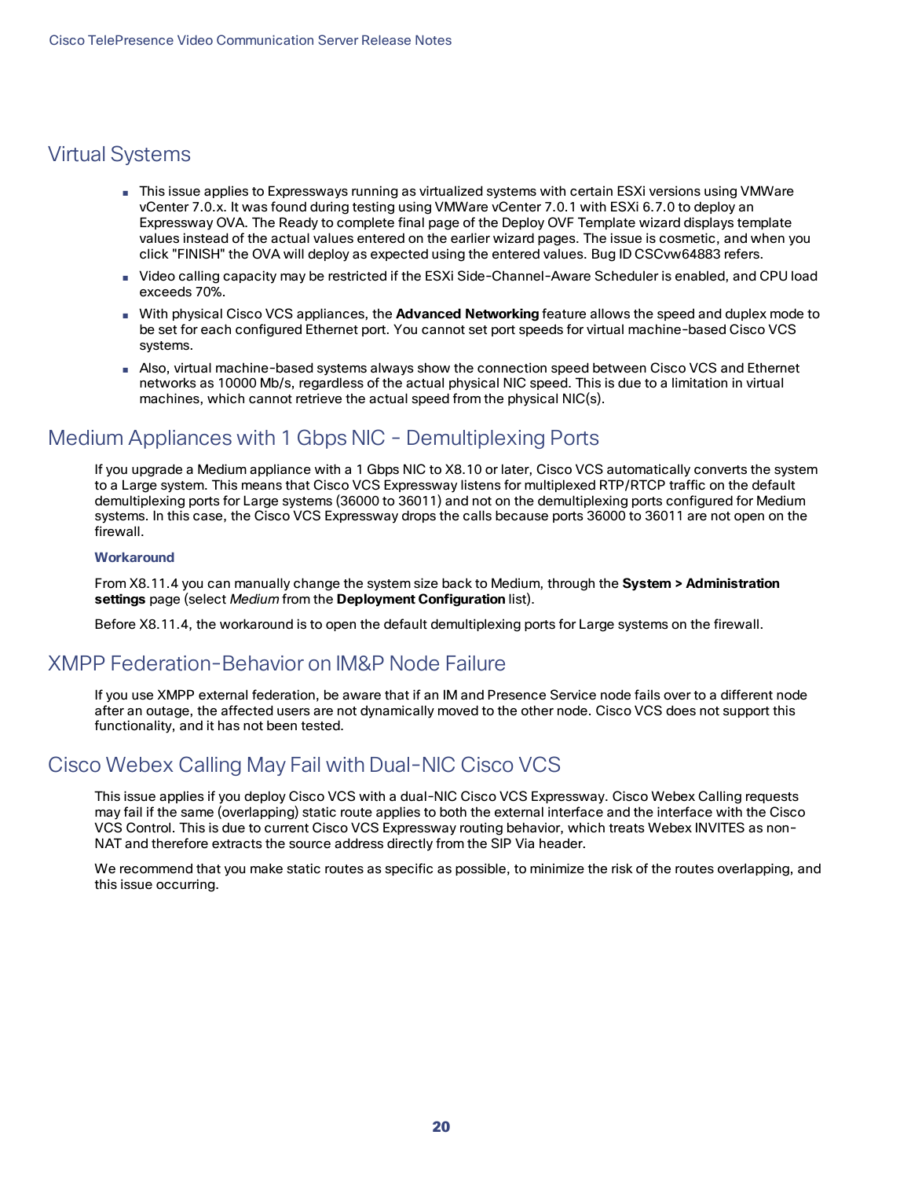## Virtual Systems

- This issue applies to Expressways running as virtualized systems with certain ESXi versions using VMWare vCenter 7.0.x. It was found during testing using VMWare vCenter 7.0.1 with ESXi 6.7.0 to deploy an Expressway OVA. The Ready to complete final page of the Deploy OVF Template wizard displays template values instead of the actual values entered on the earlier wizard pages. The issue is cosmetic, and when you click "FINISH" the OVA will deploy as expected using the entered values. Bug ID CSCvw64883 refers.
- Video calling capacity may be restricted if the ESXi Side-Channel-Aware Scheduler is enabled, and CPU load exceeds 70%.
- With physical Cisco VCS appliances, the **Advanced Networking** feature allows the speed and duplex mode to be set for each configured Ethernet port. You cannot set port speeds for virtual machine-based Cisco VCS systems.
- Also, virtual machine-based systems always show the connection speed between Cisco VCS and Ethernet networks as 10000 Mb/s, regardless of the actual physical NIC speed. This is due to a limitation in virtual machines, which cannot retrieve the actual speed from the physical NIC(s).

## Medium Appliances with 1 Gbps NIC - Demultiplexing Ports

If you upgrade a Medium appliance with a 1 Gbps NIC to X8.10 or later, Cisco VCS automatically converts the system to a Large system. This means that Cisco VCS Expressway listens for multiplexed RTP/RTCP traffic on the default demultiplexing ports for Large systems (36000 to 36011) and not on the demultiplexing ports configured for Medium systems. In this case, the Cisco VCS Expressway drops the calls because ports 36000 to 36011 are not open on the firewall.

### Workaround

From X8.11.4 you can manually change the system size back to Medium, through the **System > Administration settings** page (select *Medium* from the **Deployment Configuration** list).

Before X8.11.4, the workaround is to open the default demultiplexing ports for Large systems on the firewall.

## XMPP Federation-Behavior on IM&P Node Failure

If you use XMPP external federation, be aware that if an IM and Presence Service node fails over to a different node after an outage, the affected users are not dynamically moved to the other node. Cisco VCS does not support this functionality, and it has not been tested.

## Cisco Webex Calling May Fail with Dual-NIC Cisco VCS

This issue applies if you deploy Cisco VCS with a dual-NIC Cisco VCS Expressway. Cisco Webex Calling requests may fail if the same (overlapping) static route applies to both the external interface and the interface with the Cisco VCS Control. This is due to current Cisco VCS Expressway routing behavior, which treats Webex INVITES as non-NAT and therefore extracts the source address directly from the SIP Via header.

We recommend that you make static routes as specific as possible, to minimize the risk of the routes overlapping, and this issue occurring.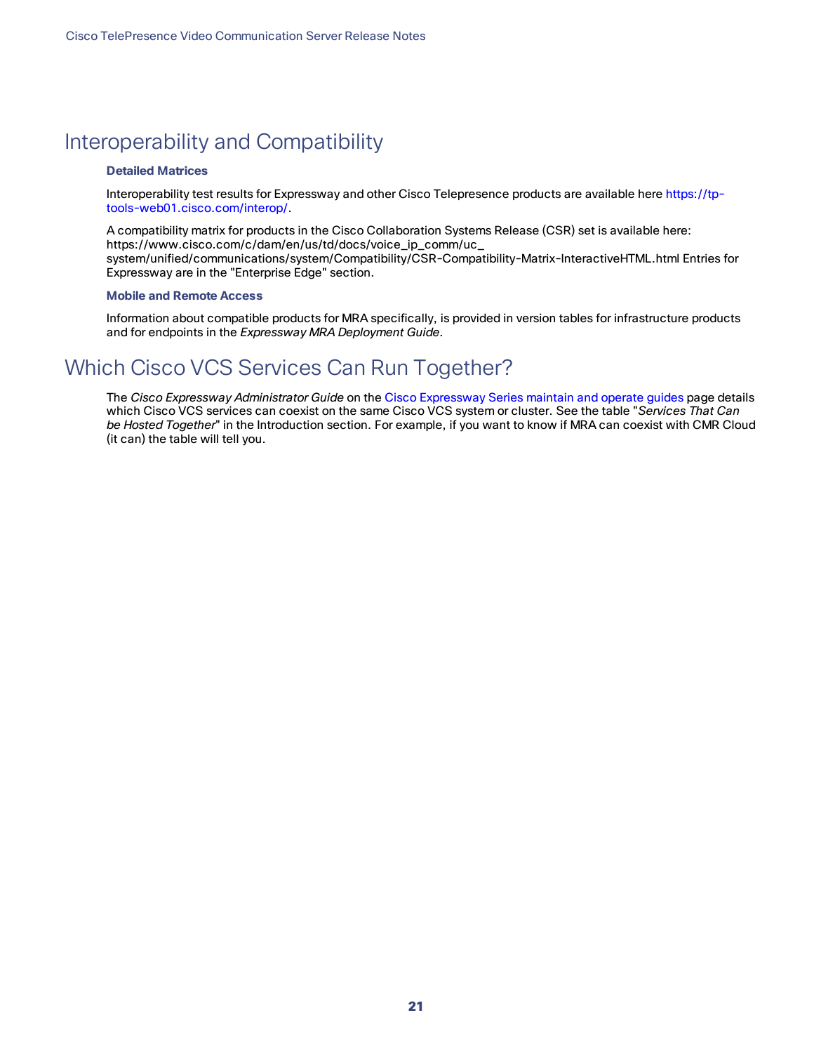# Interoperability and Compatibility

### Detailed Matrices

Interoperability test results for Expressway and other Cisco Telepresence products are available here https://tp-tools-web01.cisco.com/interop/.

A compatibility matrix for products in the Cisco Collaboration Systems Release (CSR) set is available here: https://www.cisco.com/c/dam/en/us/td/docs/voice_ip_comm/uc_system/unified/communications/system/Compatibility/CSR-Compatibility-Matrix-InteractiveHTML.html Entries for Expressway are in the "Enterprise Edge" section.

### Mobile and Remote Access

Information about compatible products for MRA specifically, is provided in version tables for infrastructure products and for endpoints in the *Expressway MRA Deployment Guide*.

# Which Cisco VCS Services Can Run Together?

The *Cisco Expressway Administrator Guide* on the Cisco Expressway Series maintain and operate guides page details which Cisco VCS services can coexist on the same Cisco VCS system or cluster. See the table "*Services That Can be Hosted Together*" in the Introduction section. For example, if you want to know if MRA can coexist with CMR Cloud (it can) the table will tell you.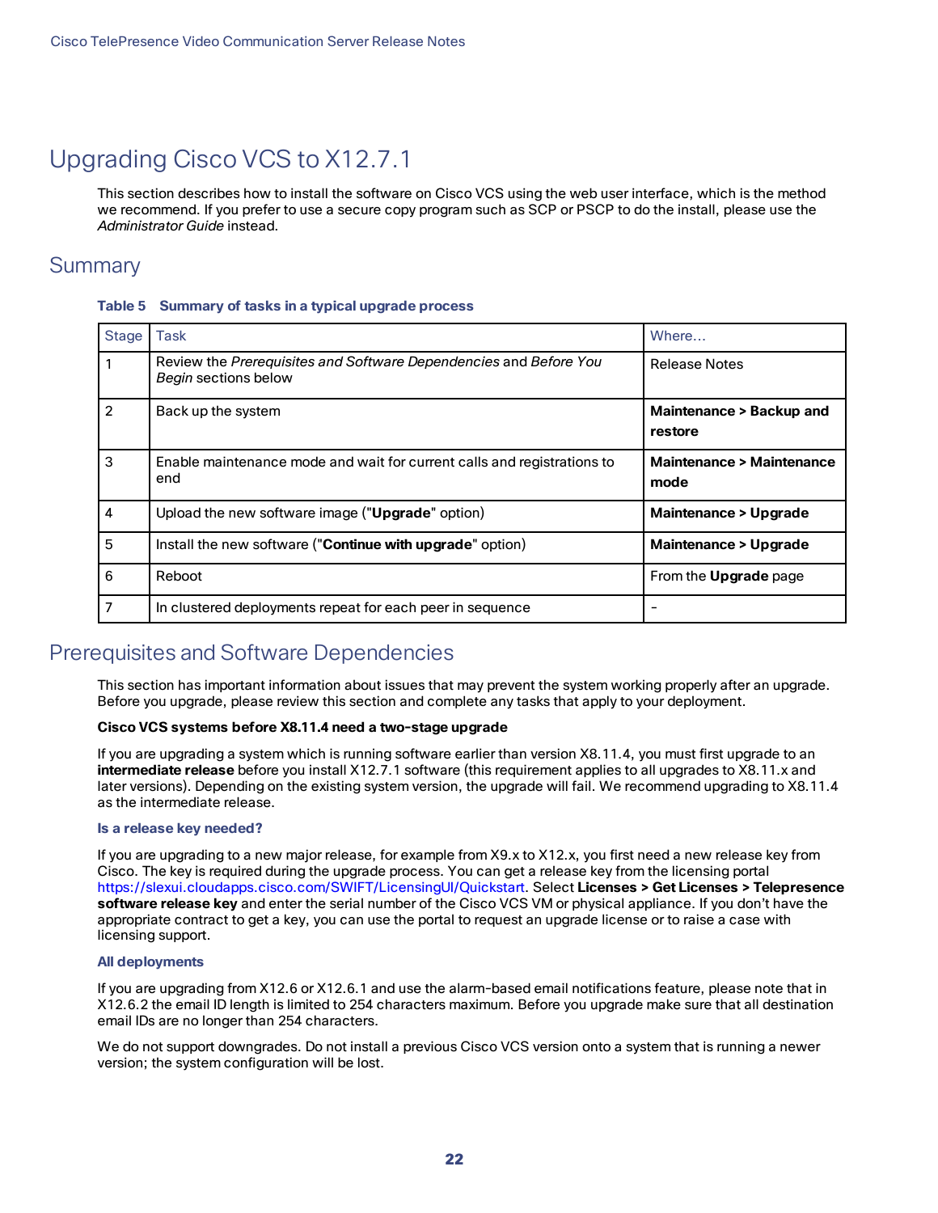# Upgrading Cisco VCS to X12.7.1

This section describes how to install the software on Cisco VCS using the web user interface, which is the method we recommend. If you prefer to use a secure copy program such as SCP or PSCP to do the install, please use the *Administrator Guide* instead.

## Summary

**Table 5 Summary of tasks in a typical upgrade process**

| Stage | Task | Where… |
|---|---|---|
| 1 | Review the *Prerequisites and Software Dependencies* and *Before You Begin* sections below | Release Notes |
| 2 | Back up the system | **Maintenance > Backup and restore** |
| 3 | Enable maintenance mode and wait for current calls and registrations to end | **Maintenance > Maintenance mode** |
| 4 | Upload the new software image ("**Upgrade**" option) | **Maintenance > Upgrade** |
| 5 | Install the new software ("**Continue with upgrade**" option) | **Maintenance > Upgrade** |
| 6 | Reboot | From the **Upgrade** page |
| 7 | In clustered deployments repeat for each peer in sequence | - |

## Prerequisites and Software Dependencies

This section has important information about issues that may prevent the system working properly after an upgrade. Before you upgrade, please review this section and complete any tasks that apply to your deployment.

**Cisco VCS systems before X8.11.4 need a two-stage upgrade**

If you are upgrading a system which is running software earlier than version X8.11.4, you must first upgrade to an **intermediate release** before you install X12.7.1 software (this requirement applies to all upgrades to X8.11.x and later versions). Depending on the existing system version, the upgrade will fail. We recommend upgrading to X8.11.4 as the intermediate release.

### Is a release key needed?

If you are upgrading to a new major release, for example from X9.x to X12.x, you first need a new release key from Cisco. The key is required during the upgrade process. You can get a release key from the licensing portal https://slexui.cloudapps.cisco.com/SWIFT/LicensingUI/Quickstart. Select **Licenses > Get Licenses > Telepresence software release key** and enter the serial number of the Cisco VCS VM or physical appliance. If you don't have the appropriate contract to get a key, you can use the portal to request an upgrade license or to raise a case with licensing support.

### All deployments

If you are upgrading from X12.6 or X12.6.1 and use the alarm-based email notifications feature, please note that in X12.6.2 the email ID length is limited to 254 characters maximum. Before you upgrade make sure that all destination email IDs are no longer than 254 characters.

We do not support downgrades. Do not install a previous Cisco VCS version onto a system that is running a newer version; the system configuration will be lost.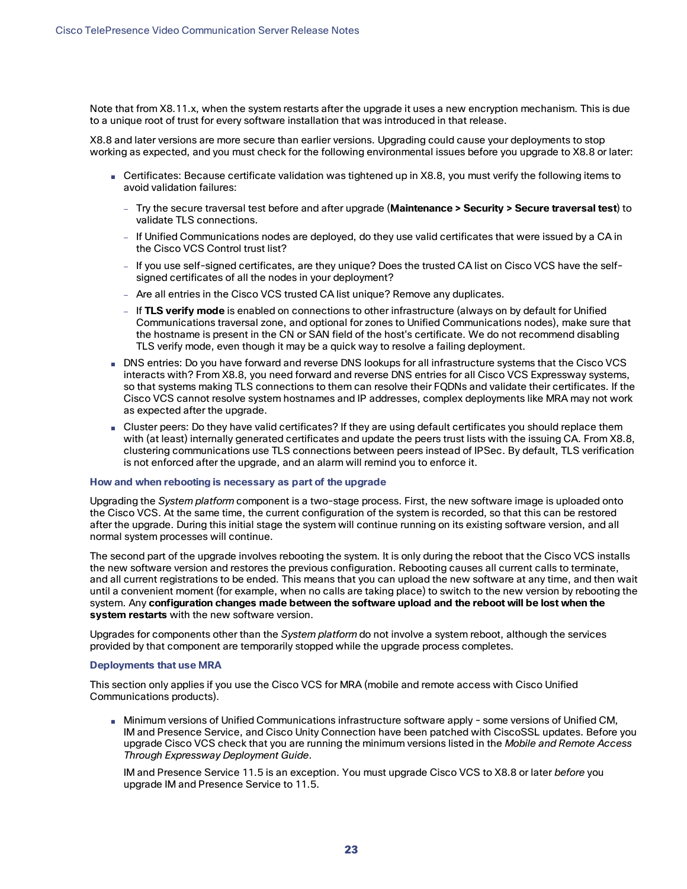Note that from X8.11.x, when the system restarts after the upgrade it uses a new encryption mechanism. This is due to a unique root of trust for every software installation that was introduced in that release.

X8.8 and later versions are more secure than earlier versions. Upgrading could cause your deployments to stop working as expected, and you must check for the following environmental issues before you upgrade to X8.8 or later:

- Certificates: Because certificate validation was tightened up in X8.8, you must verify the following items to avoid validation failures:
  - Try the secure traversal test before and after upgrade (**Maintenance > Security > Secure traversal test**) to validate TLS connections.
  - If Unified Communications nodes are deployed, do they use valid certificates that were issued by a CA in the Cisco VCS Control trust list?
  - If you use self-signed certificates, are they unique? Does the trusted CA list on Cisco VCS have the self-signed certificates of all the nodes in your deployment?
  - Are all entries in the Cisco VCS trusted CA list unique? Remove any duplicates.
  - If **TLS verify mode** is enabled on connections to other infrastructure (always on by default for Unified Communications traversal zone, and optional for zones to Unified Communications nodes), make sure that the hostname is present in the CN or SAN field of the host's certificate. We do not recommend disabling TLS verify mode, even though it may be a quick way to resolve a failing deployment.
- DNS entries: Do you have forward and reverse DNS lookups for all infrastructure systems that the Cisco VCS interacts with? From X8.8, you need forward and reverse DNS entries for all Cisco VCS Expressway systems, so that systems making TLS connections to them can resolve their FQDNs and validate their certificates. If the Cisco VCS cannot resolve system hostnames and IP addresses, complex deployments like MRA may not work as expected after the upgrade.
- Cluster peers: Do they have valid certificates? If they are using default certificates you should replace them with (at least) internally generated certificates and update the peers trust lists with the issuing CA. From X8.8, clustering communications use TLS connections between peers instead of IPSec. By default, TLS verification is not enforced after the upgrade, and an alarm will remind you to enforce it.

#### How and when rebooting is necessary as part of the upgrade

Upgrading the *System platform* component is a two-stage process. First, the new software image is uploaded onto the Cisco VCS. At the same time, the current configuration of the system is recorded, so that this can be restored after the upgrade. During this initial stage the system will continue running on its existing software version, and all normal system processes will continue.

The second part of the upgrade involves rebooting the system. It is only during the reboot that the Cisco VCS installs the new software version and restores the previous configuration. Rebooting causes all current calls to terminate, and all current registrations to be ended. This means that you can upload the new software at any time, and then wait until a convenient moment (for example, when no calls are taking place) to switch to the new version by rebooting the system. Any **configuration changes made between the software upload and the reboot will be lost when the system restarts** with the new software version.

Upgrades for components other than the *System platform* do not involve a system reboot, although the services provided by that component are temporarily stopped while the upgrade process completes.

#### Deployments that use MRA

This section only applies if you use the Cisco VCS for MRA (mobile and remote access with Cisco Unified Communications products).

- Minimum versions of Unified Communications infrastructure software apply - some versions of Unified CM, IM and Presence Service, and Cisco Unity Connection have been patched with CiscoSSL updates. Before you upgrade Cisco VCS check that you are running the minimum versions listed in the *Mobile and Remote Access Through Expressway Deployment Guide*.

  IM and Presence Service 11.5 is an exception. You must upgrade Cisco VCS to X8.8 or later *before* you upgrade IM and Presence Service to 11.5.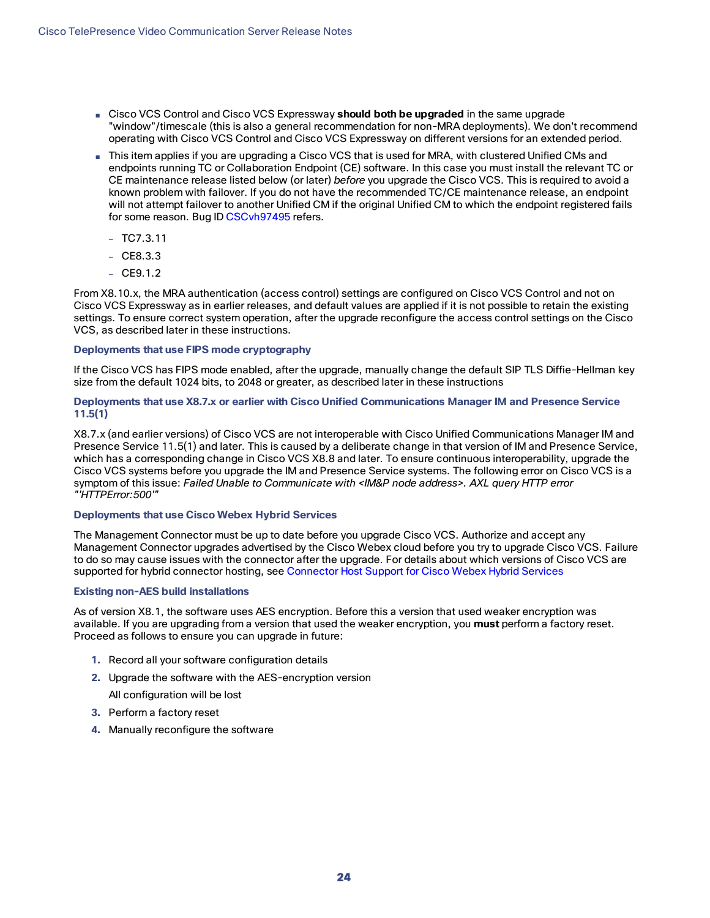- Cisco VCS Control and Cisco VCS Expressway **should both be upgraded** in the same upgrade "window"/timescale (this is also a general recommendation for non-MRA deployments). We don't recommend operating with Cisco VCS Control and Cisco VCS Expressway on different versions for an extended period.
- This item applies if you are upgrading a Cisco VCS that is used for MRA, with clustered Unified CMs and endpoints running TC or Collaboration Endpoint (CE) software. In this case you must install the relevant TC or CE maintenance release listed below (or later) *before* you upgrade the Cisco VCS. This is required to avoid a known problem with failover. If you do not have the recommended TC/CE maintenance release, an endpoint will not attempt failover to another Unified CM if the original Unified CM to which the endpoint registered fails for some reason. Bug ID CSCvh97495 refers.
  - TC7.3.11
  - CE8.3.3
  - CE9.1.2

From X8.10.x, the MRA authentication (access control) settings are configured on Cisco VCS Control and not on Cisco VCS Expressway as in earlier releases, and default values are applied if it is not possible to retain the existing settings. To ensure correct system operation, after the upgrade reconfigure the access control settings on the Cisco VCS, as described later in these instructions.

#### Deployments that use FIPS mode cryptography

If the Cisco VCS has FIPS mode enabled, after the upgrade, manually change the default SIP TLS Diffie-Hellman key size from the default 1024 bits, to 2048 or greater, as described later in these instructions

#### Deployments that use X8.7.x or earlier with Cisco Unified Communications Manager IM and Presence Service 11.5(1)

X8.7.x (and earlier versions) of Cisco VCS are not interoperable with Cisco Unified Communications Manager IM and Presence Service 11.5(1) and later. This is caused by a deliberate change in that version of IM and Presence Service, which has a corresponding change in Cisco VCS X8.8 and later. To ensure continuous interoperability, upgrade the Cisco VCS systems before you upgrade the IM and Presence Service systems. The following error on Cisco VCS is a symptom of this issue: *Failed Unable to Communicate with <IM&P node address>. AXL query HTTP error "'HTTPError:500'"*

#### Deployments that use Cisco Webex Hybrid Services

The Management Connector must be up to date before you upgrade Cisco VCS. Authorize and accept any Management Connector upgrades advertised by the Cisco Webex cloud before you try to upgrade Cisco VCS. Failure to do so may cause issues with the connector after the upgrade. For details about which versions of Cisco VCS are supported for hybrid connector hosting, see Connector Host Support for Cisco Webex Hybrid Services

#### Existing non-AES build installations

As of version X8.1, the software uses AES encryption. Before this a version that used weaker encryption was available. If you are upgrading from a version that used the weaker encryption, you **must** perform a factory reset. Proceed as follows to ensure you can upgrade in future:

1. Record all your software configuration details
2. Upgrade the software with the AES-encryption version
   All configuration will be lost
3. Perform a factory reset
4. Manually reconfigure the software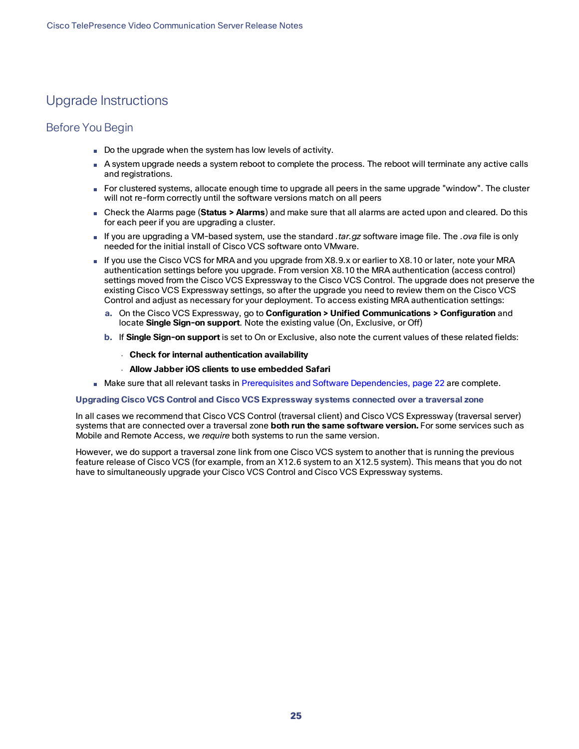# Upgrade Instructions

## Before You Begin

- Do the upgrade when the system has low levels of activity.
- A system upgrade needs a system reboot to complete the process. The reboot will terminate any active calls and registrations.
- For clustered systems, allocate enough time to upgrade all peers in the same upgrade "window". The cluster will not re-form correctly until the software versions match on all peers
- Check the Alarms page (**Status > Alarms**) and make sure that all alarms are acted upon and cleared. Do this for each peer if you are upgrading a cluster.
- If you are upgrading a VM-based system, use the standard *.tar.gz* software image file. The *.ova* file is only needed for the initial install of Cisco VCS software onto VMware.
- If you use the Cisco VCS for MRA and you upgrade from X8.9.x or earlier to X8.10 or later, note your MRA authentication settings before you upgrade. From version X8.10 the MRA authentication (access control) settings moved from the Cisco VCS Expressway to the Cisco VCS Control. The upgrade does not preserve the existing Cisco VCS Expressway settings, so after the upgrade you need to review them on the Cisco VCS Control and adjust as necessary for your deployment. To access existing MRA authentication settings:
  a. On the Cisco VCS Expressway, go to **Configuration > Unified Communications > Configuration** and locate **Single Sign-on support**. Note the existing value (On, Exclusive, or Off)
  b. If **Single Sign-on support** is set to On or Exclusive, also note the current values of these related fields:
     - **Check for internal authentication availability**
     - **Allow Jabber iOS clients to use embedded Safari**
- Make sure that all relevant tasks in Prerequisites and Software Dependencies, page 22 are complete.

#### Upgrading Cisco VCS Control and Cisco VCS Expressway systems connected over a traversal zone

In all cases we recommend that Cisco VCS Control (traversal client) and Cisco VCS Expressway (traversal server) systems that are connected over a traversal zone **both run the same software version.** For some services such as Mobile and Remote Access, we *require* both systems to run the same version.

However, we do support a traversal zone link from one Cisco VCS system to another that is running the previous feature release of Cisco VCS (for example, from an X12.6 system to an X12.5 system). This means that you do not have to simultaneously upgrade your Cisco VCS Control and Cisco VCS Expressway systems.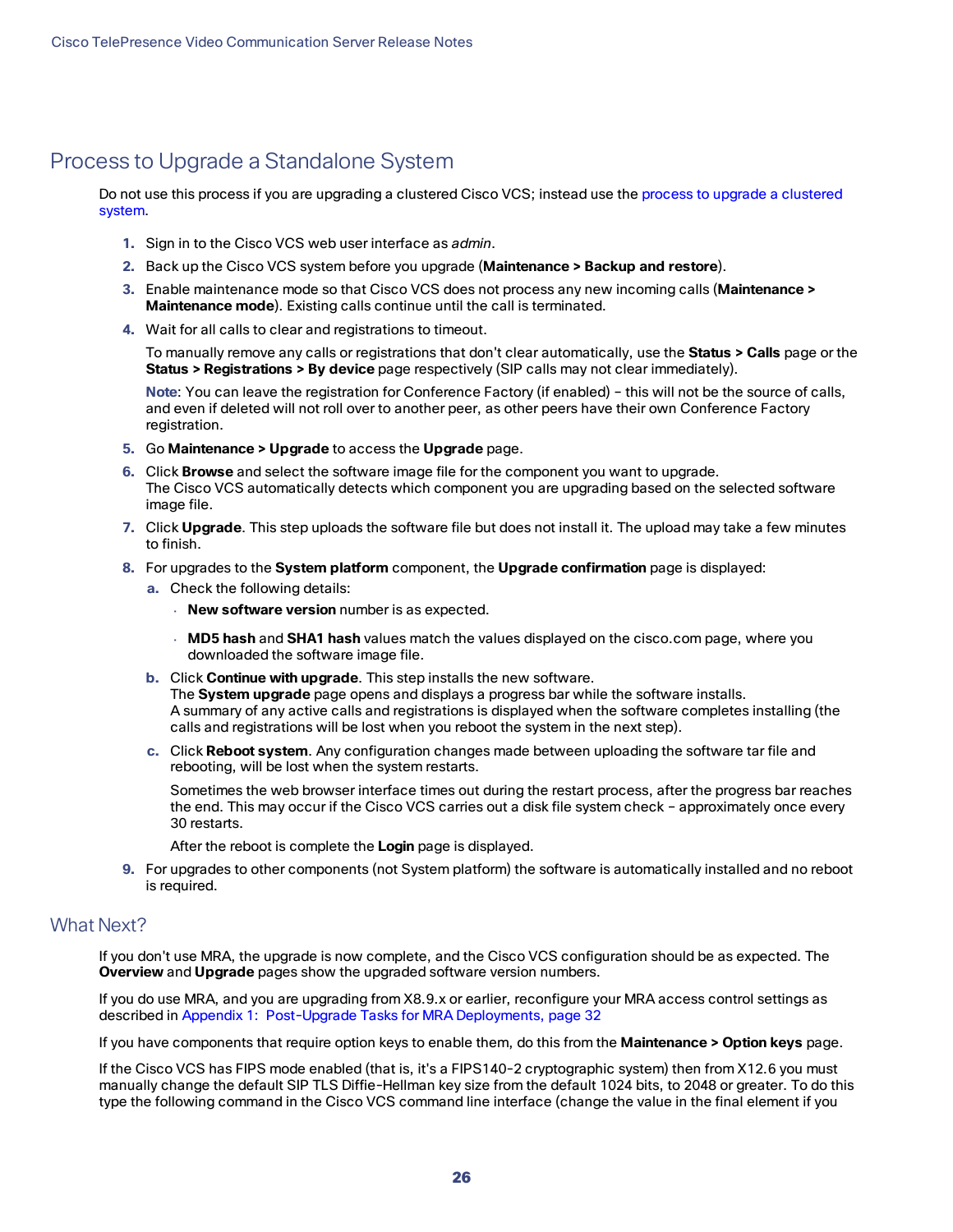# Process to Upgrade a Standalone System

Do not use this process if you are upgrading a clustered Cisco VCS; instead use the process to upgrade a clustered system.

1. Sign in to the Cisco VCS web user interface as *admin*.
2. Back up the Cisco VCS system before you upgrade (**Maintenance > Backup and restore**).
3. Enable maintenance mode so that Cisco VCS does not process any new incoming calls (**Maintenance > Maintenance mode**). Existing calls continue until the call is terminated.
4. Wait for all calls to clear and registrations to timeout.

   To manually remove any calls or registrations that don't clear automatically, use the **Status > Calls** page or the **Status > Registrations > By device** page respectively (SIP calls may not clear immediately).

   **Note**: You can leave the registration for Conference Factory (if enabled) – this will not be the source of calls, and even if deleted will not roll over to another peer, as other peers have their own Conference Factory registration.
5. Go **Maintenance > Upgrade** to access the **Upgrade** page.
6. Click **Browse** and select the software image file for the component you want to upgrade.
   The Cisco VCS automatically detects which component you are upgrading based on the selected software image file.
7. Click **Upgrade**. This step uploads the software file but does not install it. The upload may take a few minutes to finish.
8. For upgrades to the **System platform** component, the **Upgrade confirmation** page is displayed:
   a. Check the following details:
      - **New software version** number is as expected.
      - **MD5 hash** and **SHA1 hash** values match the values displayed on the cisco.com page, where you downloaded the software image file.
   b. Click **Continue with upgrade**. This step installs the new software.
      The **System upgrade** page opens and displays a progress bar while the software installs.
      A summary of any active calls and registrations is displayed when the software completes installing (the calls and registrations will be lost when you reboot the system in the next step).
   c. Click **Reboot system**. Any configuration changes made between uploading the software tar file and rebooting, will be lost when the system restarts.

      Sometimes the web browser interface times out during the restart process, after the progress bar reaches the end. This may occur if the Cisco VCS carries out a disk file system check – approximately once every 30 restarts.

      After the reboot is complete the **Login** page is displayed.
9. For upgrades to other components (not System platform) the software is automatically installed and no reboot is required.

## What Next?

If you don't use MRA, the upgrade is now complete, and the Cisco VCS configuration should be as expected. The **Overview** and **Upgrade** pages show the upgraded software version numbers.

If you do use MRA, and you are upgrading from X8.9.x or earlier, reconfigure your MRA access control settings as described in Appendix 1: Post-Upgrade Tasks for MRA Deployments, page 32

If you have components that require option keys to enable them, do this from the **Maintenance > Option keys** page.

If the Cisco VCS has FIPS mode enabled (that is, it's a FIPS140-2 cryptographic system) then from X12.6 you must manually change the default SIP TLS Diffie-Hellman key size from the default 1024 bits, to 2048 or greater. To do this type the following command in the Cisco VCS command line interface (change the value in the final element if you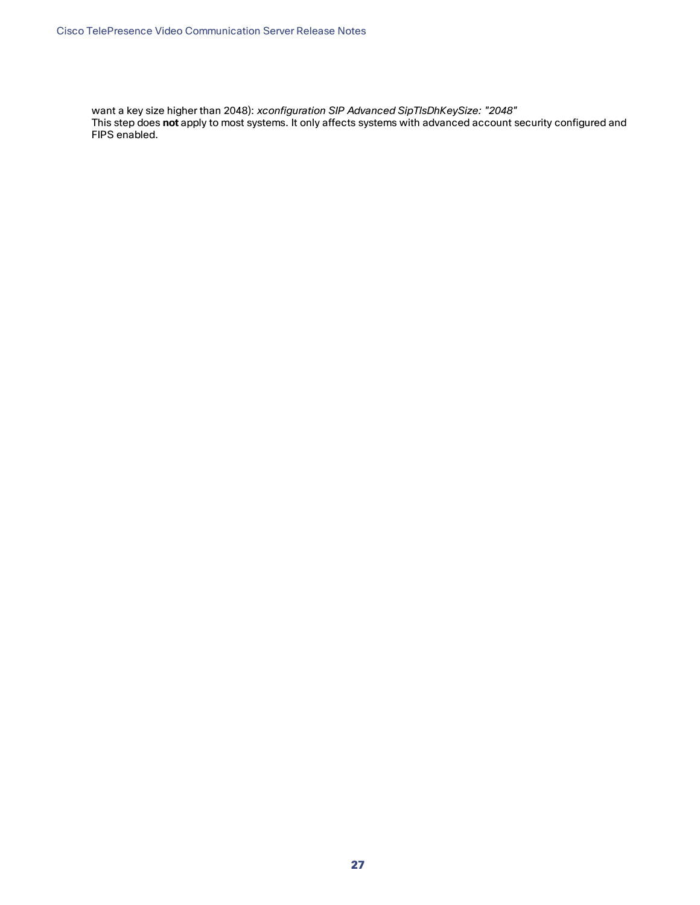want a key size higher than 2048): *xconfiguration SIP Advanced SipTlsDhKeySize: "2048"*
This step does **not** apply to most systems. It only affects systems with advanced account security configured and FIPS enabled.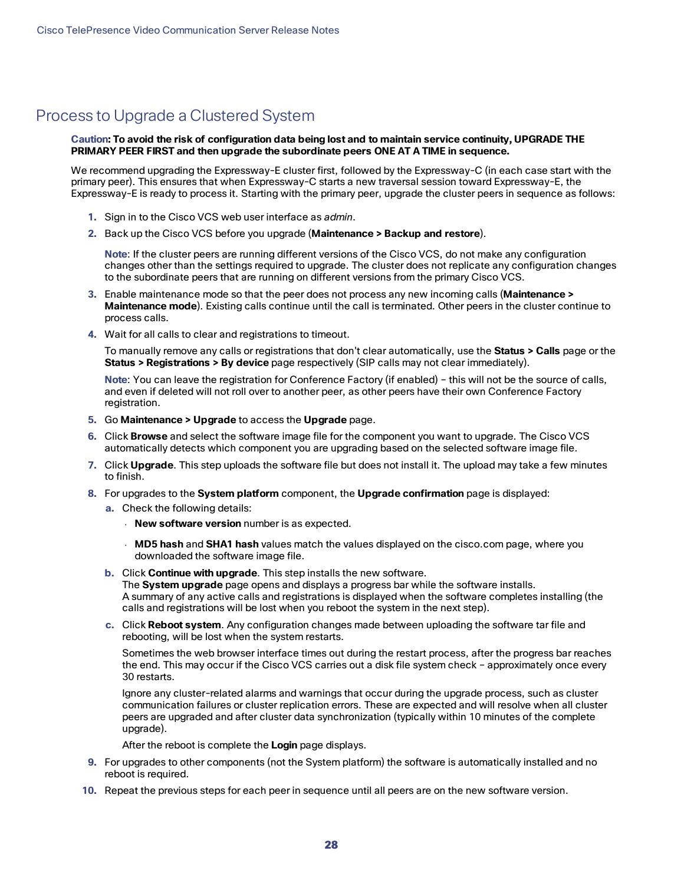## Process to Upgrade a Clustered System

**Caution: To avoid the risk of configuration data being lost and to maintain service continuity, UPGRADE THE PRIMARY PEER FIRST and then upgrade the subordinate peers ONE AT A TIME in sequence.**

We recommend upgrading the Expressway-E cluster first, followed by the Expressway-C (in each case start with the primary peer). This ensures that when Expressway-C starts a new traversal session toward Expressway-E, the Expressway-E is ready to process it. Starting with the primary peer, upgrade the cluster peers in sequence as follows:

1. Sign in to the Cisco VCS web user interface as *admin*.
2. Back up the Cisco VCS before you upgrade (**Maintenance > Backup and restore**).

   **Note**: If the cluster peers are running different versions of the Cisco VCS, do not make any configuration changes other than the settings required to upgrade. The cluster does not replicate any configuration changes to the subordinate peers that are running on different versions from the primary Cisco VCS.

3. Enable maintenance mode so that the peer does not process any new incoming calls (**Maintenance > Maintenance mode**). Existing calls continue until the call is terminated. Other peers in the cluster continue to process calls.
4. Wait for all calls to clear and registrations to timeout.

   To manually remove any calls or registrations that don't clear automatically, use the **Status > Calls** page or the **Status > Registrations > By device** page respectively (SIP calls may not clear immediately).

   **Note**: You can leave the registration for Conference Factory (if enabled) – this will not be the source of calls, and even if deleted will not roll over to another peer, as other peers have their own Conference Factory registration.

5. Go **Maintenance > Upgrade** to access the **Upgrade** page.
6. Click **Browse** and select the software image file for the component you want to upgrade. The Cisco VCS automatically detects which component you are upgrading based on the selected software image file.
7. Click **Upgrade**. This step uploads the software file but does not install it. The upload may take a few minutes to finish.
8. For upgrades to the **System platform** component, the **Upgrade confirmation** page is displayed:
   a. Check the following details:
      - **New software version** number is as expected.
      - **MD5 hash** and **SHA1 hash** values match the values displayed on the cisco.com page, where you downloaded the software image file.

   b. Click **Continue with upgrade**. This step installs the new software.
      The **System upgrade** page opens and displays a progress bar while the software installs.
      A summary of any active calls and registrations is displayed when the software completes installing (the calls and registrations will be lost when you reboot the system in the next step).

   c. Click **Reboot system**. Any configuration changes made between uploading the software tar file and rebooting, will be lost when the system restarts.

      Sometimes the web browser interface times out during the restart process, after the progress bar reaches the end. This may occur if the Cisco VCS carries out a disk file system check – approximately once every 30 restarts.

      Ignore any cluster-related alarms and warnings that occur during the upgrade process, such as cluster communication failures or cluster replication errors. These are expected and will resolve when all cluster peers are upgraded and after cluster data synchronization (typically within 10 minutes of the complete upgrade).

      After the reboot is complete the **Login** page displays.

9. For upgrades to other components (not the System platform) the software is automatically installed and no reboot is required.
10. Repeat the previous steps for each peer in sequence until all peers are on the new software version.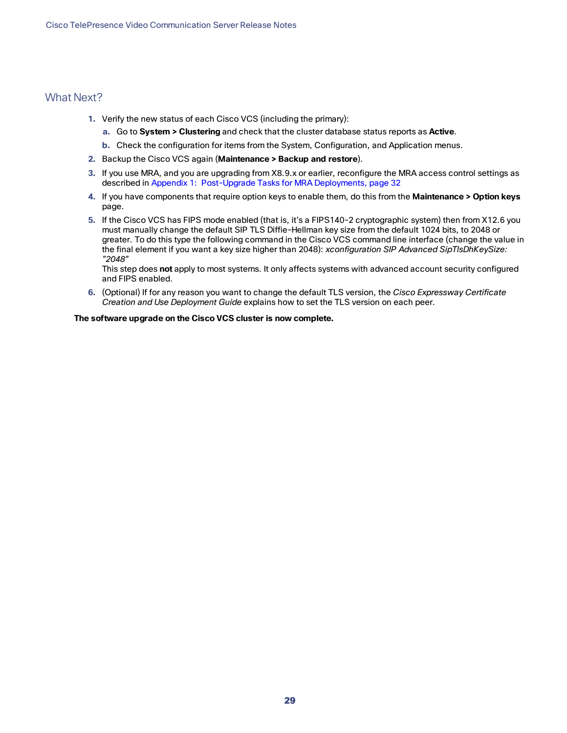## What Next?

1. Verify the new status of each Cisco VCS (including the primary):
   a. Go to **System > Clustering** and check that the cluster database status reports as **Active**.
   b. Check the configuration for items from the System, Configuration, and Application menus.
2. Backup the Cisco VCS again (**Maintenance > Backup and restore**).
3. If you use MRA, and you are upgrading from X8.9.x or earlier, reconfigure the MRA access control settings as described in Appendix 1: Post-Upgrade Tasks for MRA Deployments, page 32
4. If you have components that require option keys to enable them, do this from the **Maintenance > Option keys** page.
5. If the Cisco VCS has FIPS mode enabled (that is, it's a FIPS140-2 cryptographic system) then from X12.6 you must manually change the default SIP TLS Diffie-Hellman key size from the default 1024 bits, to 2048 or greater. To do this type the following command in the Cisco VCS command line interface (change the value in the final element if you want a key size higher than 2048): *xconfiguration SIP Advanced SipTlsDhKeySize: "2048"*
   This step does **not** apply to most systems. It only affects systems with advanced account security configured and FIPS enabled.
6. (Optional) If for any reason you want to change the default TLS version, the *Cisco Expressway Certificate Creation and Use Deployment Guide* explains how to set the TLS version on each peer.

**The software upgrade on the Cisco VCS cluster is now complete.**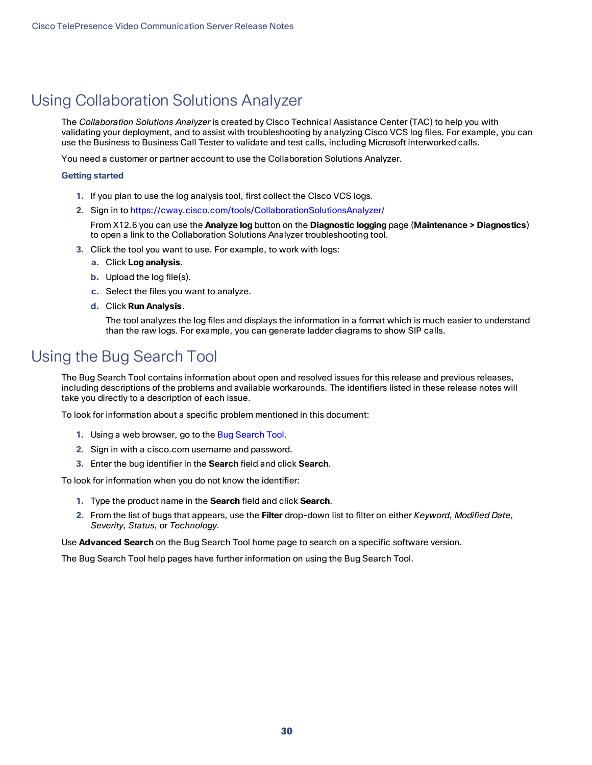# Using Collaboration Solutions Analyzer

The *Collaboration Solutions Analyzer* is created by Cisco Technical Assistance Center (TAC) to help you with validating your deployment, and to assist with troubleshooting by analyzing Cisco VCS log files. For example, you can use the Business to Business Call Tester to validate and test calls, including Microsoft interworked calls.

You need a customer or partner account to use the Collaboration Solutions Analyzer.

### Getting started

1. If you plan to use the log analysis tool, first collect the Cisco VCS logs.
2. Sign in to https://cway.cisco.com/tools/CollaborationSolutionsAnalyzer/

   From X12.6 you can use the **Analyze log** button on the **Diagnostic logging** page (**Maintenance > Diagnostics**) to open a link to the Collaboration Solutions Analyzer troubleshooting tool.
3. Click the tool you want to use. For example, to work with logs:
   a. Click **Log analysis**.
   b. Upload the log file(s).
   c. Select the files you want to analyze.
   d. Click **Run Analysis**.

      The tool analyzes the log files and displays the information in a format which is much easier to understand than the raw logs. For example, you can generate ladder diagrams to show SIP calls.

# Using the Bug Search Tool

The Bug Search Tool contains information about open and resolved issues for this release and previous releases, including descriptions of the problems and available workarounds. The identifiers listed in these release notes will take you directly to a description of each issue.

To look for information about a specific problem mentioned in this document:

1. Using a web browser, go to the Bug Search Tool.
2. Sign in with a cisco.com username and password.
3. Enter the bug identifier in the **Search** field and click **Search**.

To look for information when you do not know the identifier:

1. Type the product name in the **Search** field and click **Search**.
2. From the list of bugs that appears, use the **Filter** drop-down list to filter on either *Keyword*, *Modified Date*, *Severity*, *Status*, or *Technology*.

Use **Advanced Search** on the Bug Search Tool home page to search on a specific software version.

The Bug Search Tool help pages have further information on using the Bug Search Tool.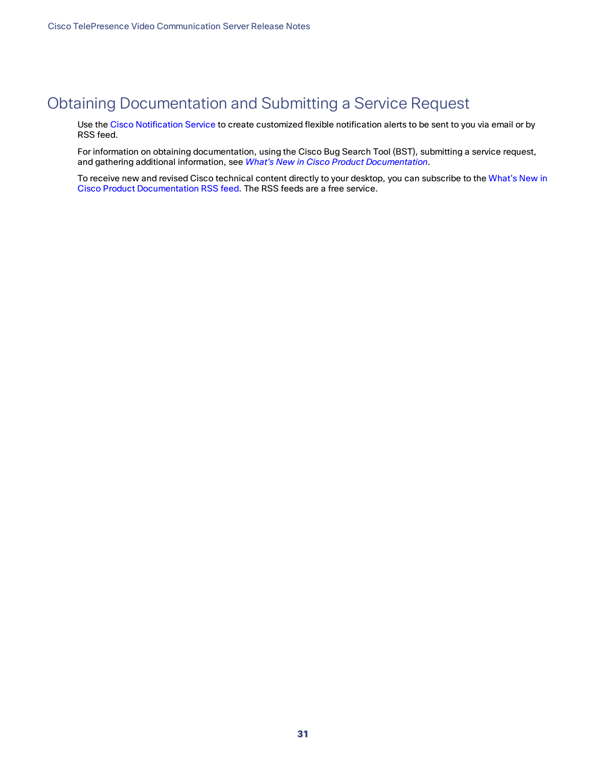# Obtaining Documentation and Submitting a Service Request

Use the Cisco Notification Service to create customized flexible notification alerts to be sent to you via email or by RSS feed.

For information on obtaining documentation, using the Cisco Bug Search Tool (BST), submitting a service request, and gathering additional information, see *What's New in Cisco Product Documentation*.

To receive new and revised Cisco technical content directly to your desktop, you can subscribe to the What's New in Cisco Product Documentation RSS feed. The RSS feeds are a free service.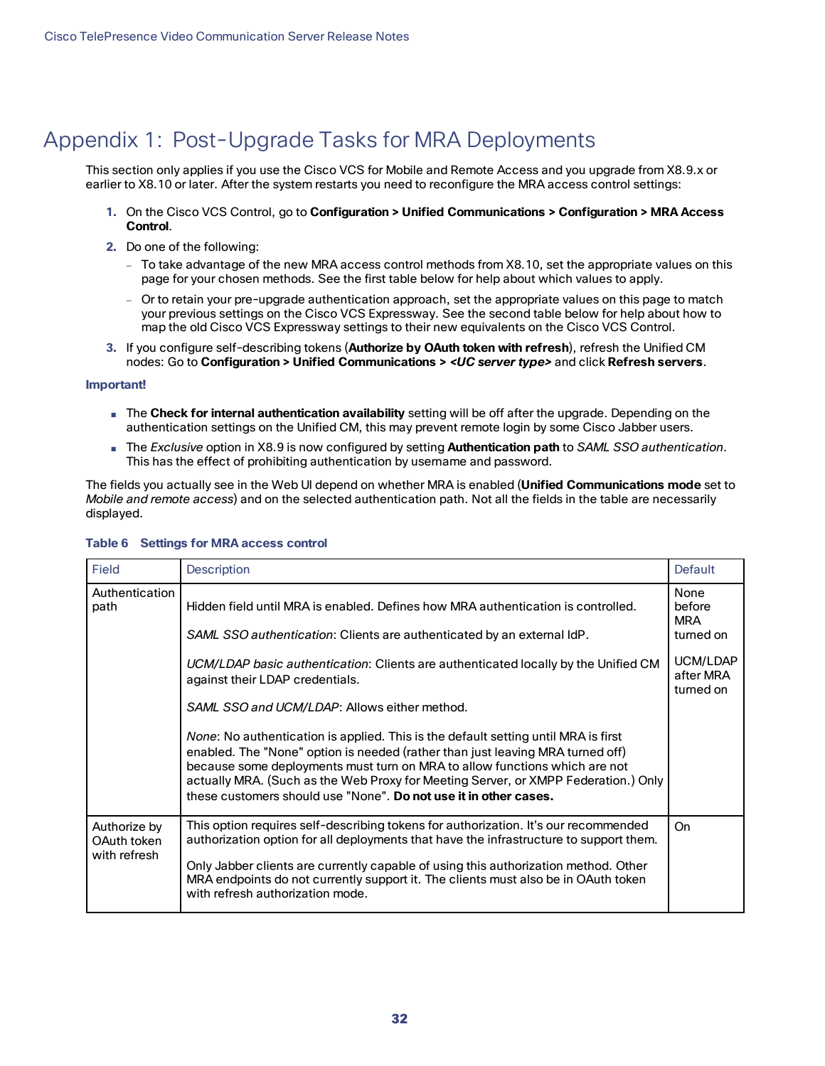# Appendix 1: Post-Upgrade Tasks for MRA Deployments

This section only applies if you use the Cisco VCS for Mobile and Remote Access and you upgrade from X8.9.x or earlier to X8.10 or later. After the system restarts you need to reconfigure the MRA access control settings:

1. On the Cisco VCS Control, go to **Configuration > Unified Communications > Configuration > MRA Access Control**.
2. Do one of the following:
   - To take advantage of the new MRA access control methods from X8.10, set the appropriate values on this page for your chosen methods. See the first table below for help about which values to apply.
   - Or to retain your pre-upgrade authentication approach, set the appropriate values on this page to match your previous settings on the Cisco VCS Expressway. See the second table below for help about how to map the old Cisco VCS Expressway settings to their new equivalents on the Cisco VCS Control.
3. If you configure self-describing tokens (**Authorize by OAuth token with refresh**), refresh the Unified CM nodes: Go to **Configuration > Unified Communications > *<UC server type>*** and click **Refresh servers**.

**Important!**

- The **Check for internal authentication availability** setting will be off after the upgrade. Depending on the authentication settings on the Unified CM, this may prevent remote login by some Cisco Jabber users.
- The *Exclusive* option in X8.9 is now configured by setting **Authentication path** to *SAML SSO authentication*. This has the effect of prohibiting authentication by username and password.

The fields you actually see in the Web UI depend on whether MRA is enabled (**Unified Communications mode** set to *Mobile and remote access*) and on the selected authentication path. Not all the fields in the table are necessarily displayed.

**Table 6 Settings for MRA access control**

| Field | Description | Default |
|---|---|---|
| Authentication path | Hidden field until MRA is enabled. Defines how MRA authentication is controlled.<br><br>*SAML SSO authentication*: Clients are authenticated by an external IdP.<br><br>*UCM/LDAP basic authentication*: Clients are authenticated locally by the Unified CM against their LDAP credentials.<br><br>*SAML SSO and UCM/LDAP*: Allows either method.<br><br>*None*: No authentication is applied. This is the default setting until MRA is first enabled. The "None" option is needed (rather than just leaving MRA turned off) because some deployments must turn on MRA to allow functions which are not actually MRA. (Such as the Web Proxy for Meeting Server, or XMPP Federation.) Only these customers should use "None". **Do not use it in other cases.** | None before MRA turned on<br><br>UCM/LDAP after MRA turned on |
| Authorize by OAuth token with refresh | This option requires self-describing tokens for authorization. It's our recommended authorization option for all deployments that have the infrastructure to support them.<br><br>Only Jabber clients are currently capable of using this authorization method. Other MRA endpoints do not currently support it. The clients must also be in OAuth token with refresh authorization mode. | On |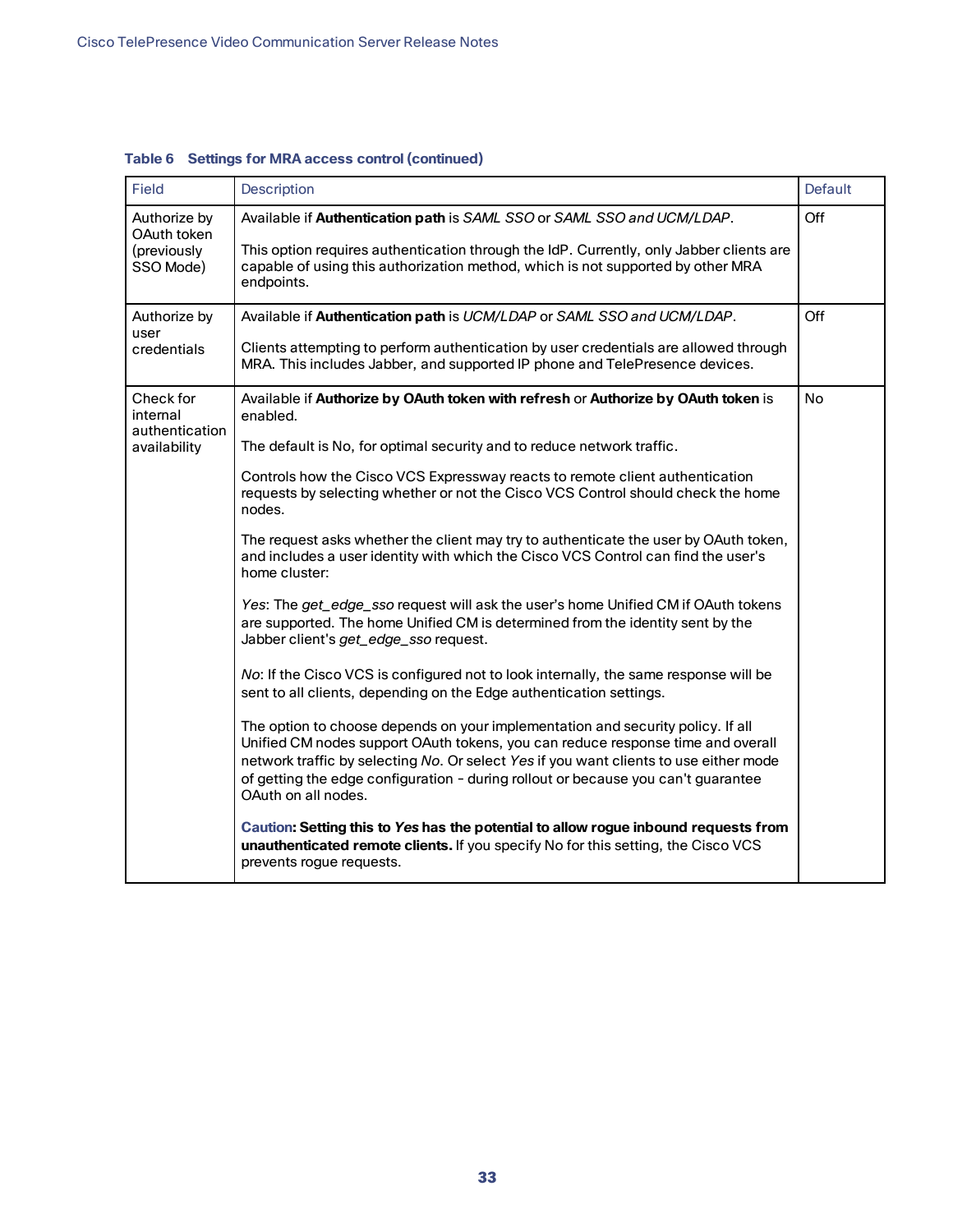**Table 6 Settings for MRA access control (continued)**

| Field | Description | Default |
|---|---|---|
| Authorize by OAuth token (previously SSO Mode) | Available if **Authentication path** is *SAML SSO* or *SAML SSO and UCM/LDAP*.<br><br>This option requires authentication through the IdP. Currently, only Jabber clients are capable of using this authorization method, which is not supported by other MRA endpoints. | Off |
| Authorize by user credentials | Available if **Authentication path** is *UCM/LDAP* or *SAML SSO and UCM/LDAP*.<br><br>Clients attempting to perform authentication by user credentials are allowed through MRA. This includes Jabber, and supported IP phone and TelePresence devices. | Off |
| Check for internal authentication availability | Available if **Authorize by OAuth token with refresh** or **Authorize by OAuth token** is enabled.<br><br>The default is No, for optimal security and to reduce network traffic.<br><br>Controls how the Cisco VCS Expressway reacts to remote client authentication requests by selecting whether or not the Cisco VCS Control should check the home nodes.<br><br>The request asks whether the client may try to authenticate the user by OAuth token, and includes a user identity with which the Cisco VCS Control can find the user's home cluster:<br><br>*Yes*: The *get_edge_sso* request will ask the user's home Unified CM if OAuth tokens are supported. The home Unified CM is determined from the identity sent by the Jabber client's *get_edge_sso* request.<br><br>*No*: If the Cisco VCS is configured not to look internally, the same response will be sent to all clients, depending on the Edge authentication settings.<br><br>The option to choose depends on your implementation and security policy. If all Unified CM nodes support OAuth tokens, you can reduce response time and overall network traffic by selecting *No*. Or select *Yes* if you want clients to use either mode of getting the edge configuration - during rollout or because you can't guarantee OAuth on all nodes.<br><br>**Caution: Setting this to *Yes* has the potential to allow rogue inbound requests from unauthenticated remote clients.** If you specify No for this setting, the Cisco VCS prevents rogue requests. | No |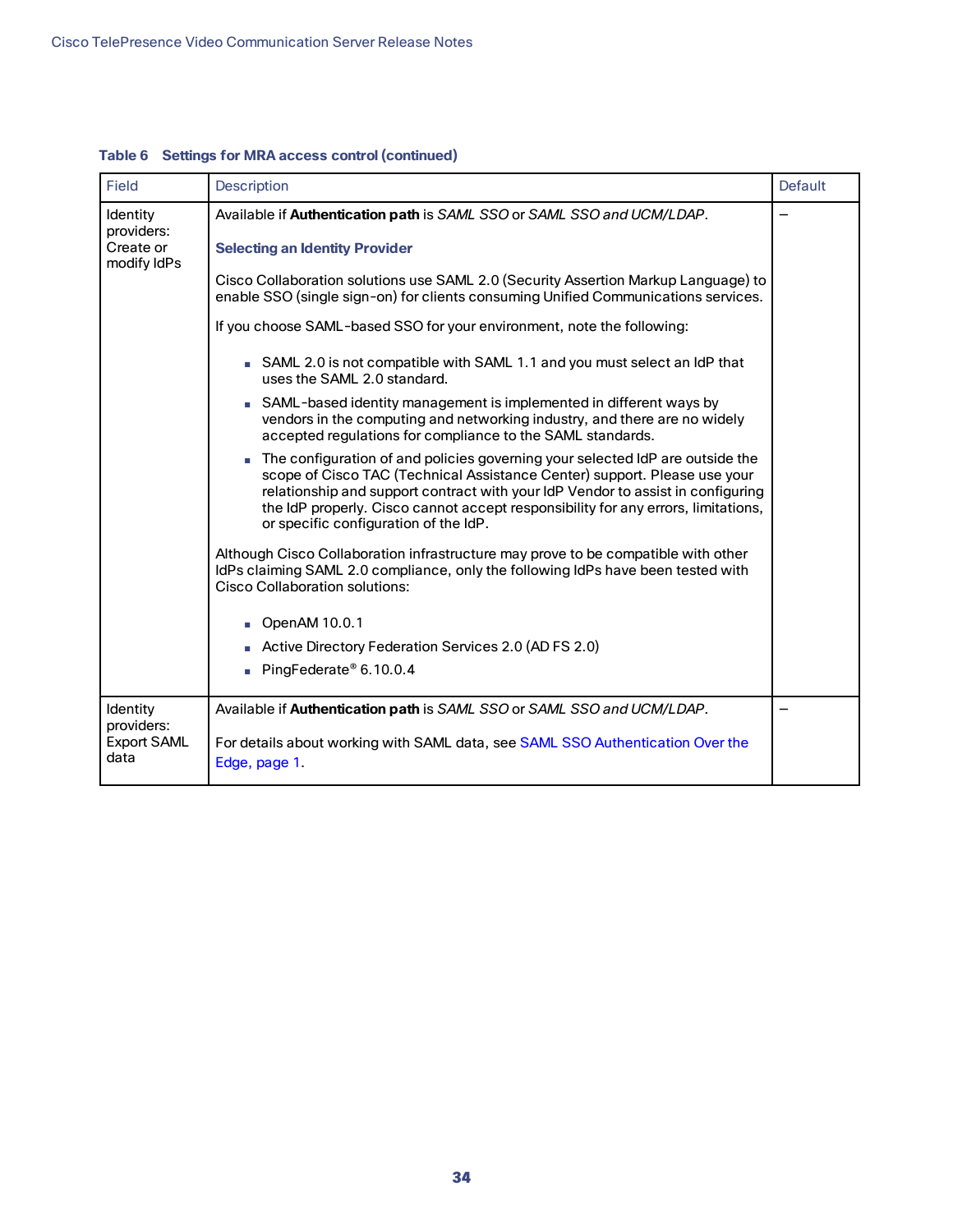**Table 6 Settings for MRA access control (continued)**

| Field | Description | Default |
|---|---|---|
| Identity providers: Create or modify IdPs | Available if **Authentication path** is *SAML SSO* or *SAML SSO and UCM/LDAP*.<br><br>**Selecting an Identity Provider**<br><br>Cisco Collaboration solutions use SAML 2.0 (Security Assertion Markup Language) to enable SSO (single sign-on) for clients consuming Unified Communications services.<br><br>If you choose SAML-based SSO for your environment, note the following:<br><br>▪ SAML 2.0 is not compatible with SAML 1.1 and you must select an IdP that uses the SAML 2.0 standard.<br>▪ SAML-based identity management is implemented in different ways by vendors in the computing and networking industry, and there are no widely accepted regulations for compliance to the SAML standards.<br>▪ The configuration of and policies governing your selected IdP are outside the scope of Cisco TAC (Technical Assistance Center) support. Please use your relationship and support contract with your IdP Vendor to assist in configuring the IdP properly. Cisco cannot accept responsibility for any errors, limitations, or specific configuration of the IdP.<br><br>Although Cisco Collaboration infrastructure may prove to be compatible with other IdPs claiming SAML 2.0 compliance, only the following IdPs have been tested with Cisco Collaboration solutions:<br><br>▪ OpenAM 10.0.1<br>▪ Active Directory Federation Services 2.0 (AD FS 2.0)<br>▪ PingFederate® 6.10.0.4 | – |
| Identity providers: Export SAML data | Available if **Authentication path** is *SAML SSO* or *SAML SSO and UCM/LDAP*.<br><br>For details about working with SAML data, see SAML SSO Authentication Over the Edge, page 1. | – |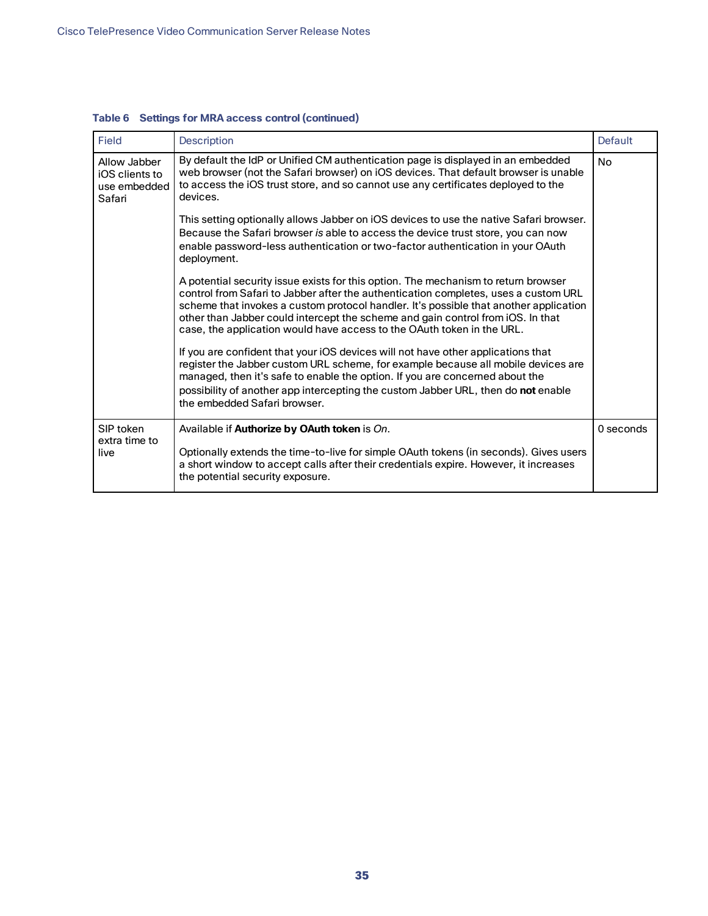**Table 6 Settings for MRA access control (continued)**

| Field | Description | Default |
|---|---|---|
| Allow Jabber iOS clients to use embedded Safari | By default the IdP or Unified CM authentication page is displayed in an embedded web browser (not the Safari browser) on iOS devices. That default browser is unable to access the iOS trust store, and so cannot use any certificates deployed to the devices.<br><br>This setting optionally allows Jabber on iOS devices to use the native Safari browser. Because the Safari browser *is* able to access the device trust store, you can now enable password-less authentication or two-factor authentication in your OAuth deployment.<br><br>A potential security issue exists for this option. The mechanism to return browser control from Safari to Jabber after the authentication completes, uses a custom URL scheme that invokes a custom protocol handler. It's possible that another application other than Jabber could intercept the scheme and gain control from iOS. In that case, the application would have access to the OAuth token in the URL.<br><br>If you are confident that your iOS devices will not have other applications that register the Jabber custom URL scheme, for example because all mobile devices are managed, then it's safe to enable the option. If you are concerned about the possibility of another app intercepting the custom Jabber URL, then do **not** enable the embedded Safari browser. | No |
| SIP token extra time to live | Available if **Authorize by OAuth token** is *On*.<br><br>Optionally extends the time-to-live for simple OAuth tokens (in seconds). Gives users a short window to accept calls after their credentials expire. However, it increases the potential security exposure. | 0 seconds |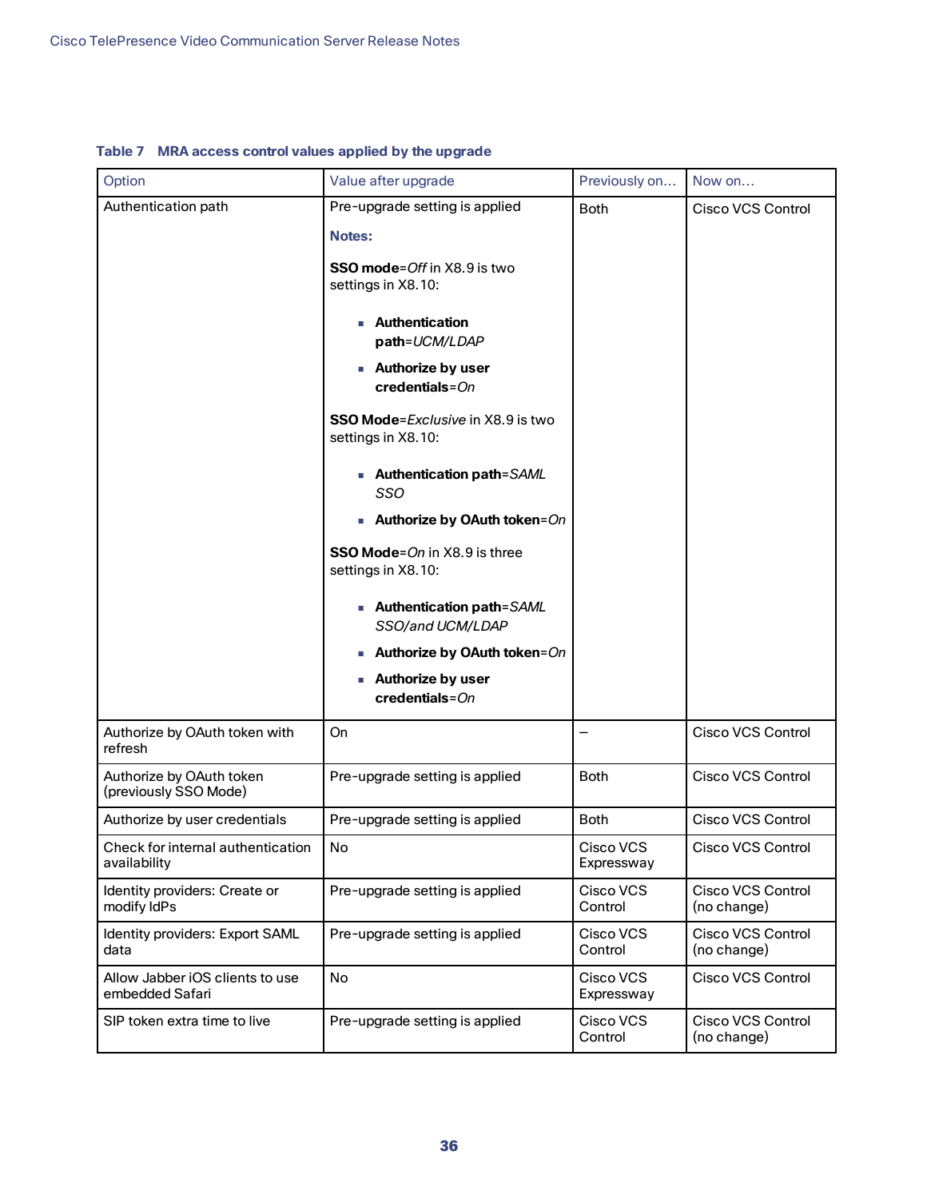**Table 7 MRA access control values applied by the upgrade**

| Option | Value after upgrade | Previously on… | Now on… |
|---|---|---|---|
| Authentication path | Pre-upgrade setting is applied<br><br>**Notes:**<br><br>**SSO mode**=*Off* in X8.9 is two settings in X8.10:<br>- **Authentication path**=*UCM/LDAP*<br>- **Authorize by user credentials**=*On*<br><br>**SSO Mode**=*Exclusive* in X8.9 is two settings in X8.10:<br>- **Authentication path**=*SAML SSO*<br>- **Authorize by OAuth token**=*On*<br><br>**SSO Mode**=*On* in X8.9 is three settings in X8.10:<br>- **Authentication path**=*SAML SSO/and UCM/LDAP*<br>- **Authorize by OAuth token**=*On*<br>- **Authorize by user credentials**=*On* | Both | Cisco VCS Control |
| Authorize by OAuth token with refresh | On | – | Cisco VCS Control |
| Authorize by OAuth token (previously SSO Mode) | Pre-upgrade setting is applied | Both | Cisco VCS Control |
| Authorize by user credentials | Pre-upgrade setting is applied | Both | Cisco VCS Control |
| Check for internal authentication availability | No | Cisco VCS Expressway | Cisco VCS Control |
| Identity providers: Create or modify IdPs | Pre-upgrade setting is applied | Cisco VCS Control | Cisco VCS Control (no change) |
| Identity providers: Export SAML data | Pre-upgrade setting is applied | Cisco VCS Control | Cisco VCS Control (no change) |
| Allow Jabber iOS clients to use embedded Safari | No | Cisco VCS Expressway | Cisco VCS Control |
| SIP token extra time to live | Pre-upgrade setting is applied | Cisco VCS Control | Cisco VCS Control (no change) |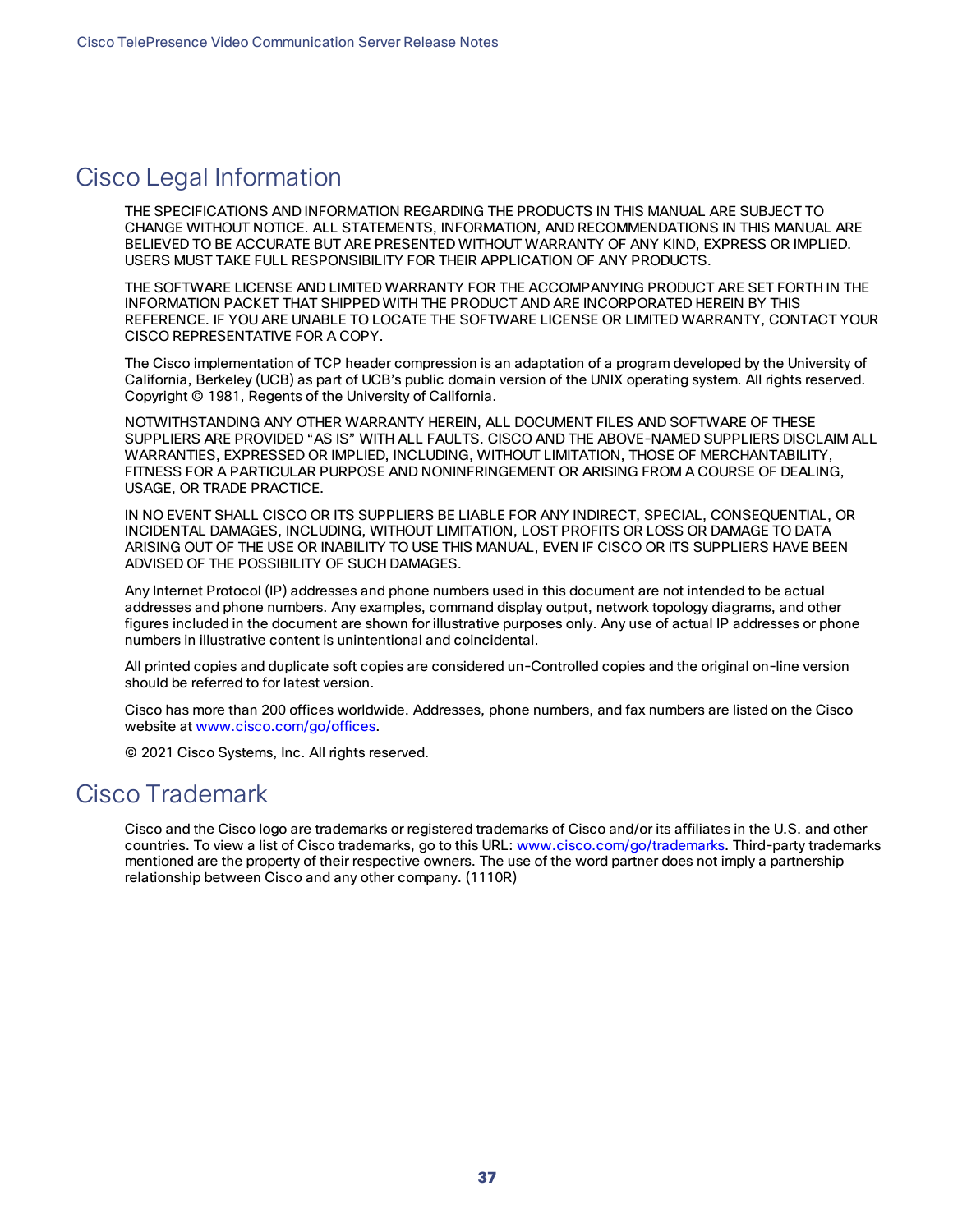# Cisco Legal Information

THE SPECIFICATIONS AND INFORMATION REGARDING THE PRODUCTS IN THIS MANUAL ARE SUBJECT TO CHANGE WITHOUT NOTICE. ALL STATEMENTS, INFORMATION, AND RECOMMENDATIONS IN THIS MANUAL ARE BELIEVED TO BE ACCURATE BUT ARE PRESENTED WITHOUT WARRANTY OF ANY KIND, EXPRESS OR IMPLIED. USERS MUST TAKE FULL RESPONSIBILITY FOR THEIR APPLICATION OF ANY PRODUCTS.

THE SOFTWARE LICENSE AND LIMITED WARRANTY FOR THE ACCOMPANYING PRODUCT ARE SET FORTH IN THE INFORMATION PACKET THAT SHIPPED WITH THE PRODUCT AND ARE INCORPORATED HEREIN BY THIS REFERENCE. IF YOU ARE UNABLE TO LOCATE THE SOFTWARE LICENSE OR LIMITED WARRANTY, CONTACT YOUR CISCO REPRESENTATIVE FOR A COPY.

The Cisco implementation of TCP header compression is an adaptation of a program developed by the University of California, Berkeley (UCB) as part of UCB's public domain version of the UNIX operating system. All rights reserved. Copyright © 1981, Regents of the University of California.

NOTWITHSTANDING ANY OTHER WARRANTY HEREIN, ALL DOCUMENT FILES AND SOFTWARE OF THESE SUPPLIERS ARE PROVIDED "AS IS" WITH ALL FAULTS. CISCO AND THE ABOVE-NAMED SUPPLIERS DISCLAIM ALL WARRANTIES, EXPRESSED OR IMPLIED, INCLUDING, WITHOUT LIMITATION, THOSE OF MERCHANTABILITY, FITNESS FOR A PARTICULAR PURPOSE AND NONINFRINGEMENT OR ARISING FROM A COURSE OF DEALING, USAGE, OR TRADE PRACTICE.

IN NO EVENT SHALL CISCO OR ITS SUPPLIERS BE LIABLE FOR ANY INDIRECT, SPECIAL, CONSEQUENTIAL, OR INCIDENTAL DAMAGES, INCLUDING, WITHOUT LIMITATION, LOST PROFITS OR LOSS OR DAMAGE TO DATA ARISING OUT OF THE USE OR INABILITY TO USE THIS MANUAL, EVEN IF CISCO OR ITS SUPPLIERS HAVE BEEN ADVISED OF THE POSSIBILITY OF SUCH DAMAGES.

Any Internet Protocol (IP) addresses and phone numbers used in this document are not intended to be actual addresses and phone numbers. Any examples, command display output, network topology diagrams, and other figures included in the document are shown for illustrative purposes only. Any use of actual IP addresses or phone numbers in illustrative content is unintentional and coincidental.

All printed copies and duplicate soft copies are considered un-Controlled copies and the original on-line version should be referred to for latest version.

Cisco has more than 200 offices worldwide. Addresses, phone numbers, and fax numbers are listed on the Cisco website at www.cisco.com/go/offices.

© 2021 Cisco Systems, Inc. All rights reserved.

# Cisco Trademark

Cisco and the Cisco logo are trademarks or registered trademarks of Cisco and/or its affiliates in the U.S. and other countries. To view a list of Cisco trademarks, go to this URL: www.cisco.com/go/trademarks. Third-party trademarks mentioned are the property of their respective owners. The use of the word partner does not imply a partnership relationship between Cisco and any other company. (1110R)